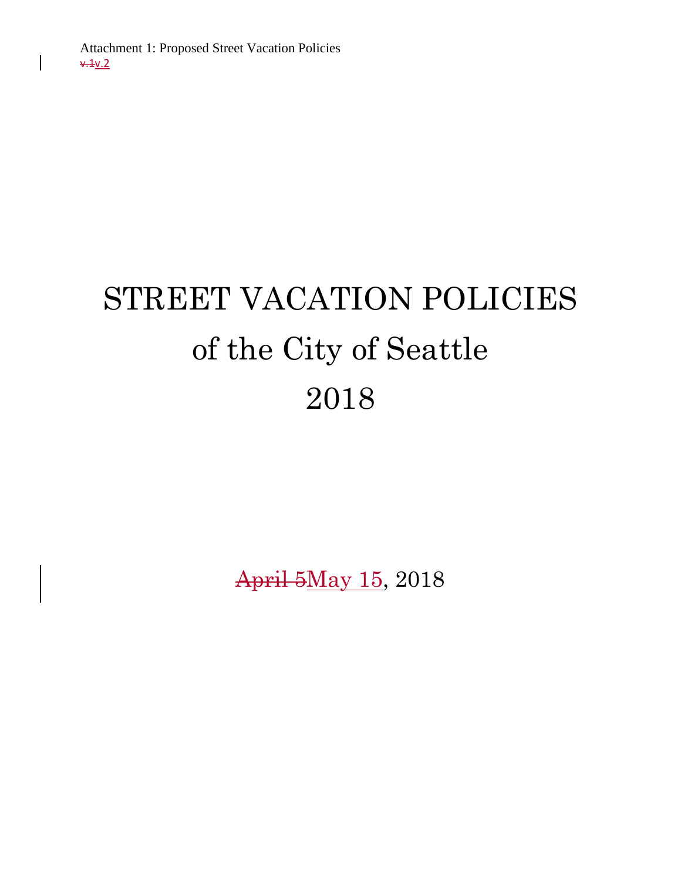Attachment 1: Proposed Street Vacation Policies
~~v.1~~v.2

# STREET VACATION POLICIES
# of the City of Seattle
# 2018

~~April 5~~May 15, 2018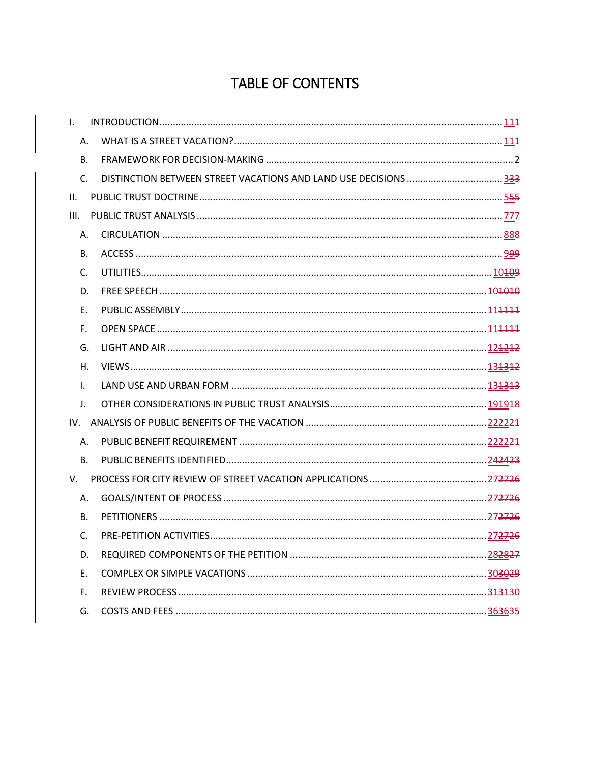# TABLE OF CONTENTS

- I. INTRODUCTION ..... 111
  - A. WHAT IS A STREET VACATION? ..... 111
  - B. FRAMEWORK FOR DECISION-MAKING ..... 2
  - C. DISTINCTION BETWEEN STREET VACATIONS AND LAND USE DECISIONS ..... 333
- II. PUBLIC TRUST DOCTRINE ..... 555
- III. PUBLIC TRUST ANALYSIS ..... 777
  - A. CIRCULATION ..... 888
  - B. ACCESS ..... 999
  - C. UTILITIES ..... 10109
  - D. FREE SPEECH ..... 101010
  - E. PUBLIC ASSEMBLY ..... 111111
  - F. OPEN SPACE ..... 111111
  - G. LIGHT AND AIR ..... 121212
  - H. VIEWS ..... 131312
  - I. LAND USE AND URBAN FORM ..... 131313
  - J. OTHER CONSIDERATIONS IN PUBLIC TRUST ANALYSIS ..... 191918
- IV. ANALYSIS OF PUBLIC BENEFITS OF THE VACATION ..... 222221
  - A. PUBLIC BENEFIT REQUIREMENT ..... 222221
  - B. PUBLIC BENEFITS IDENTIFIED ..... 242423
- V. PROCESS FOR CITY REVIEW OF STREET VACATION APPLICATIONS ..... 272726
  - A. GOALS/INTENT OF PROCESS ..... 272726
  - B. PETITIONERS ..... 272726
  - C. PRE-PETITION ACTIVITIES ..... 272726
  - D. REQUIRED COMPONENTS OF THE PETITION ..... 282827
  - E. COMPLEX OR SIMPLE VACATIONS ..... 303029
  - F. REVIEW PROCESS ..... 313130
  - G. COSTS AND FEES ..... 363635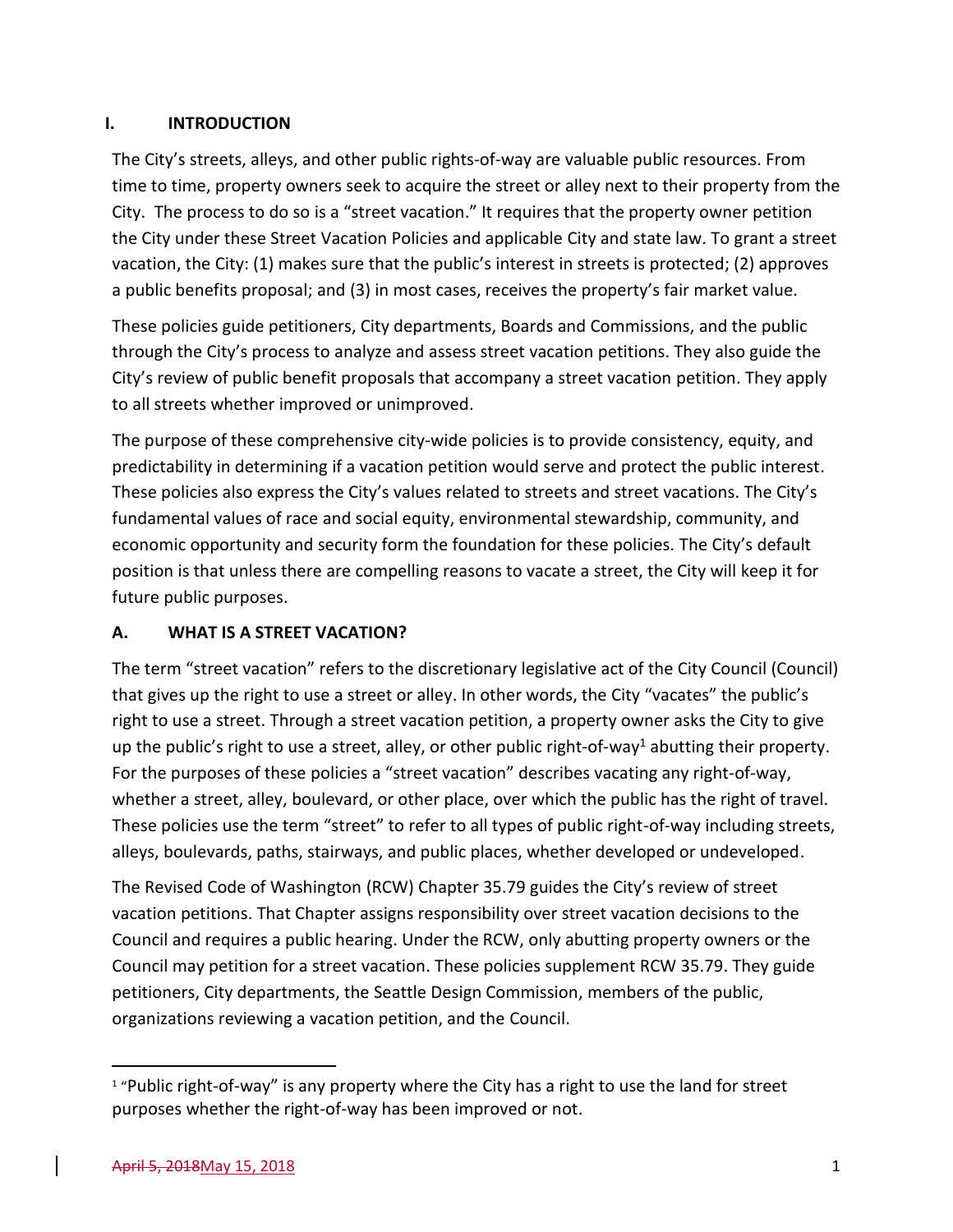## I. INTRODUCTION

The City's streets, alleys, and other public rights-of-way are valuable public resources. From time to time, property owners seek to acquire the street or alley next to their property from the City. The process to do so is a "street vacation." It requires that the property owner petition the City under these Street Vacation Policies and applicable City and state law. To grant a street vacation, the City: (1) makes sure that the public's interest in streets is protected; (2) approves a public benefits proposal; and (3) in most cases, receives the property's fair market value.

These policies guide petitioners, City departments, Boards and Commissions, and the public through the City's process to analyze and assess street vacation petitions. They also guide the City's review of public benefit proposals that accompany a street vacation petition. They apply to all streets whether improved or unimproved.

The purpose of these comprehensive city-wide policies is to provide consistency, equity, and predictability in determining if a vacation petition would serve and protect the public interest. These policies also express the City's values related to streets and street vacations. The City's fundamental values of race and social equity, environmental stewardship, community, and economic opportunity and security form the foundation for these policies. The City's default position is that unless there are compelling reasons to vacate a street, the City will keep it for future public purposes.

### A. WHAT IS A STREET VACATION?

The term "street vacation" refers to the discretionary legislative act of the City Council (Council) that gives up the right to use a street or alley. In other words, the City "vacates" the public's right to use a street. Through a street vacation petition, a property owner asks the City to give up the public's right to use a street, alley, or other public right-of-way[1] abutting their property. For the purposes of these policies a "street vacation" describes vacating any right-of-way, whether a street, alley, boulevard, or other place, over which the public has the right of travel. These policies use the term "street" to refer to all types of public right-of-way including streets, alleys, boulevards, paths, stairways, and public places, whether developed or undeveloped.

The Revised Code of Washington (RCW) Chapter 35.79 guides the City's review of street vacation petitions. That Chapter assigns responsibility over street vacation decisions to the Council and requires a public hearing. Under the RCW, only abutting property owners or the Council may petition for a street vacation. These policies supplement RCW 35.79. They guide petitioners, City departments, the Seattle Design Commission, members of the public, organizations reviewing a vacation petition, and the Council.

[1] "Public right-of-way" is any property where the City has a right to use the land for street purposes whether the right-of-way has been improved or not.

~~April 5, 2018~~May 15, 2018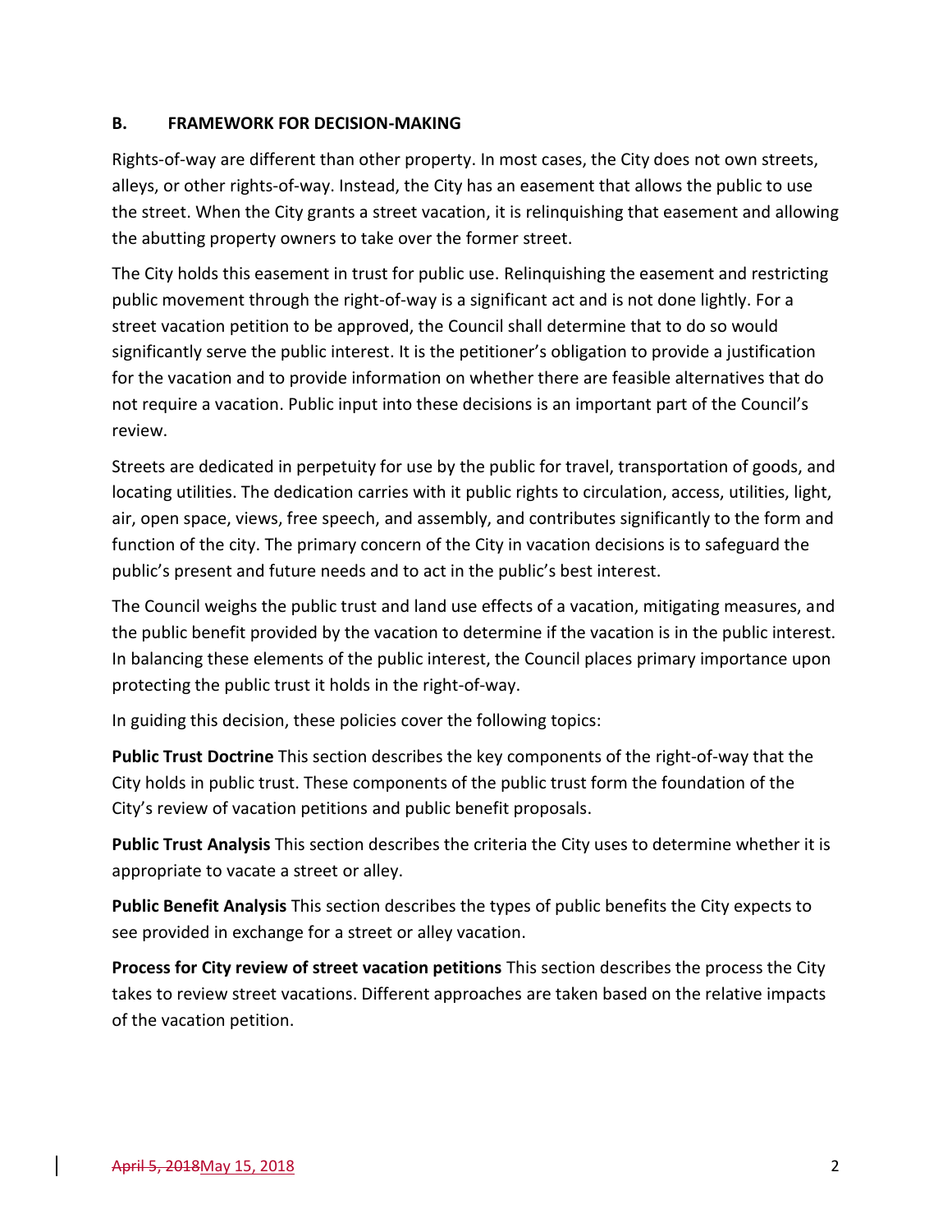## B. FRAMEWORK FOR DECISION-MAKING

Rights-of-way are different than other property. In most cases, the City does not own streets, alleys, or other rights-of-way. Instead, the City has an easement that allows the public to use the street. When the City grants a street vacation, it is relinquishing that easement and allowing the abutting property owners to take over the former street.

The City holds this easement in trust for public use. Relinquishing the easement and restricting public movement through the right-of-way is a significant act and is not done lightly. For a street vacation petition to be approved, the Council shall determine that to do so would significantly serve the public interest. It is the petitioner's obligation to provide a justification for the vacation and to provide information on whether there are feasible alternatives that do not require a vacation. Public input into these decisions is an important part of the Council's review.

Streets are dedicated in perpetuity for use by the public for travel, transportation of goods, and locating utilities. The dedication carries with it public rights to circulation, access, utilities, light, air, open space, views, free speech, and assembly, and contributes significantly to the form and function of the city. The primary concern of the City in vacation decisions is to safeguard the public's present and future needs and to act in the public's best interest.

The Council weighs the public trust and land use effects of a vacation, mitigating measures, and the public benefit provided by the vacation to determine if the vacation is in the public interest. In balancing these elements of the public interest, the Council places primary importance upon protecting the public trust it holds in the right-of-way.

In guiding this decision, these policies cover the following topics:

**Public Trust Doctrine** This section describes the key components of the right-of-way that the City holds in public trust. These components of the public trust form the foundation of the City's review of vacation petitions and public benefit proposals.

**Public Trust Analysis** This section describes the criteria the City uses to determine whether it is appropriate to vacate a street or alley.

**Public Benefit Analysis** This section describes the types of public benefits the City expects to see provided in exchange for a street or alley vacation.

**Process for City review of street vacation petitions** This section describes the process the City takes to review street vacations. Different approaches are taken based on the relative impacts of the vacation petition.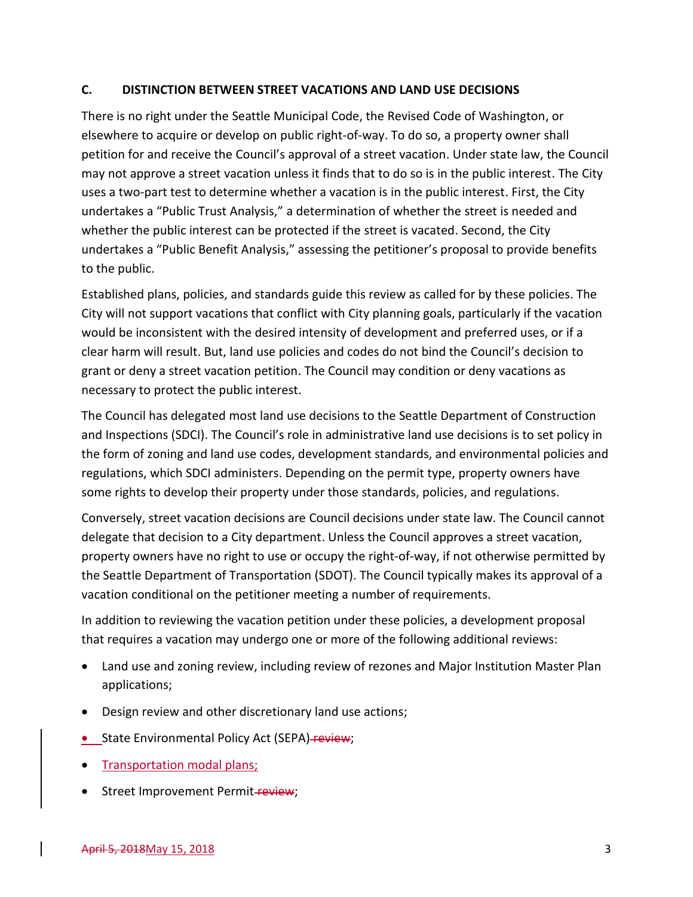### C. DISTINCTION BETWEEN STREET VACATIONS AND LAND USE DECISIONS

There is no right under the Seattle Municipal Code, the Revised Code of Washington, or elsewhere to acquire or develop on public right-of-way. To do so, a property owner shall petition for and receive the Council's approval of a street vacation. Under state law, the Council may not approve a street vacation unless it finds that to do so is in the public interest. The City uses a two-part test to determine whether a vacation is in the public interest. First, the City undertakes a "Public Trust Analysis," a determination of whether the street is needed and whether the public interest can be protected if the street is vacated. Second, the City undertakes a "Public Benefit Analysis," assessing the petitioner's proposal to provide benefits to the public.

Established plans, policies, and standards guide this review as called for by these policies. The City will not support vacations that conflict with City planning goals, particularly if the vacation would be inconsistent with the desired intensity of development and preferred uses, or if a clear harm will result. But, land use policies and codes do not bind the Council's decision to grant or deny a street vacation petition. The Council may condition or deny vacations as necessary to protect the public interest.

The Council has delegated most land use decisions to the Seattle Department of Construction and Inspections (SDCI). The Council's role in administrative land use decisions is to set policy in the form of zoning and land use codes, development standards, and environmental policies and regulations, which SDCI administers. Depending on the permit type, property owners have some rights to develop their property under those standards, policies, and regulations.

Conversely, street vacation decisions are Council decisions under state law. The Council cannot delegate that decision to a City department. Unless the Council approves a street vacation, property owners have no right to use or occupy the right-of-way, if not otherwise permitted by the Seattle Department of Transportation (SDOT). The Council typically makes its approval of a vacation conditional on the petitioner meeting a number of requirements.

In addition to reviewing the vacation petition under these policies, a development proposal that requires a vacation may undergo one or more of the following additional reviews:

- Land use and zoning review, including review of rezones and Major Institution Master Plan applications;
- Design review and other discretionary land use actions;
- State Environmental Policy Act (SEPA) ~~review~~;
- Transportation modal plans;
- Street Improvement Permit ~~review~~;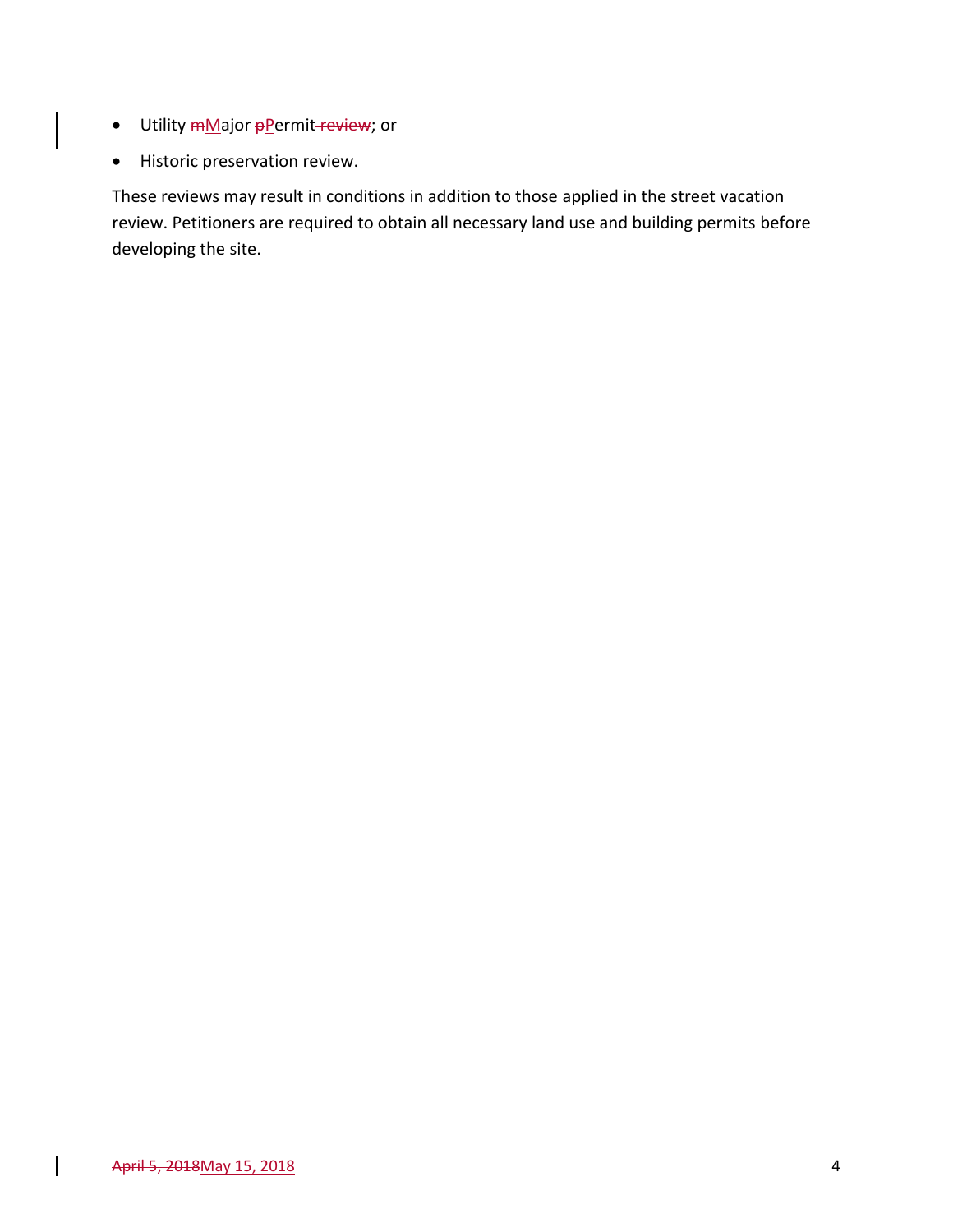- Utility ~~m~~Major ~~p~~Permit~~ review~~; or
- Historic preservation review.

These reviews may result in conditions in addition to those applied in the street vacation review. Petitioners are required to obtain all necessary land use and building permits before developing the site.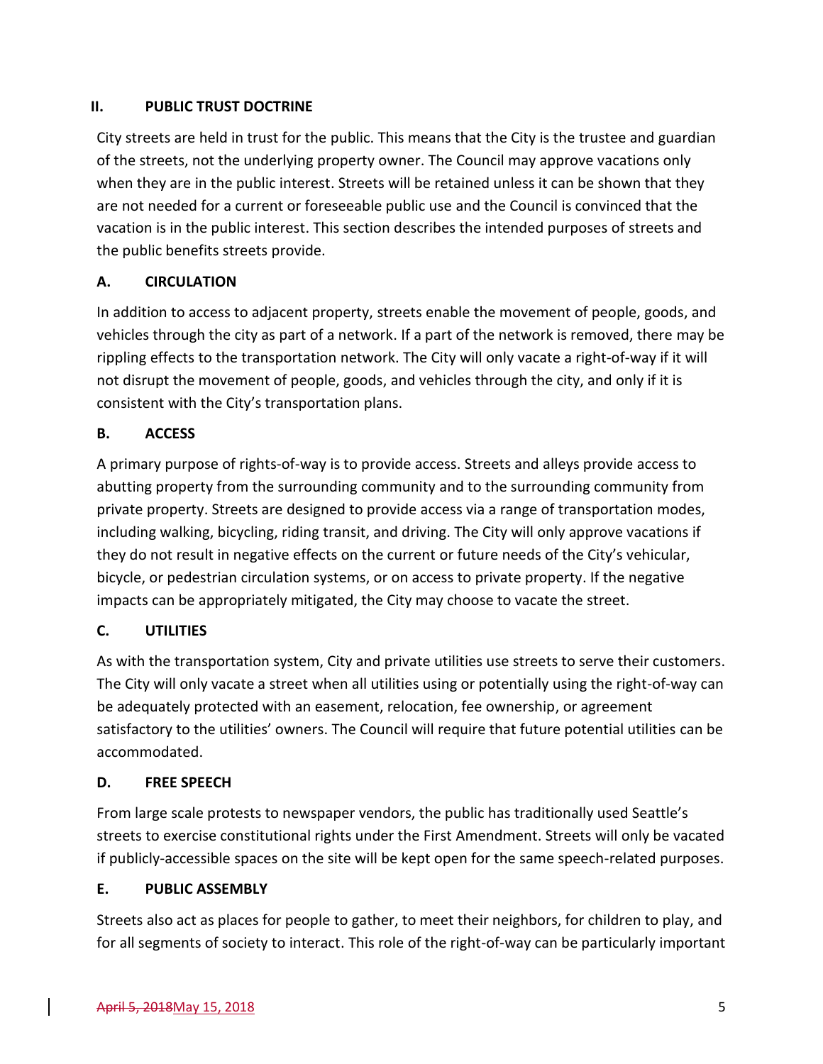## II. PUBLIC TRUST DOCTRINE

City streets are held in trust for the public. This means that the City is the trustee and guardian of the streets, not the underlying property owner. The Council may approve vacations only when they are in the public interest. Streets will be retained unless it can be shown that they are not needed for a current or foreseeable public use and the Council is convinced that the vacation is in the public interest. This section describes the intended purposes of streets and the public benefits streets provide.

### A. CIRCULATION

In addition to access to adjacent property, streets enable the movement of people, goods, and vehicles through the city as part of a network. If a part of the network is removed, there may be rippling effects to the transportation network. The City will only vacate a right-of-way if it will not disrupt the movement of people, goods, and vehicles through the city, and only if it is consistent with the City's transportation plans.

### B. ACCESS

A primary purpose of rights-of-way is to provide access. Streets and alleys provide access to abutting property from the surrounding community and to the surrounding community from private property. Streets are designed to provide access via a range of transportation modes, including walking, bicycling, riding transit, and driving. The City will only approve vacations if they do not result in negative effects on the current or future needs of the City's vehicular, bicycle, or pedestrian circulation systems, or on access to private property. If the negative impacts can be appropriately mitigated, the City may choose to vacate the street.

### C. UTILITIES

As with the transportation system, City and private utilities use streets to serve their customers. The City will only vacate a street when all utilities using or potentially using the right-of-way can be adequately protected with an easement, relocation, fee ownership, or agreement satisfactory to the utilities' owners. The Council will require that future potential utilities can be accommodated.

### D. FREE SPEECH

From large scale protests to newspaper vendors, the public has traditionally used Seattle's streets to exercise constitutional rights under the First Amendment. Streets will only be vacated if publicly-accessible spaces on the site will be kept open for the same speech-related purposes.

### E. PUBLIC ASSEMBLY

Streets also act as places for people to gather, to meet their neighbors, for children to play, and for all segments of society to interact. This role of the right-of-way can be particularly important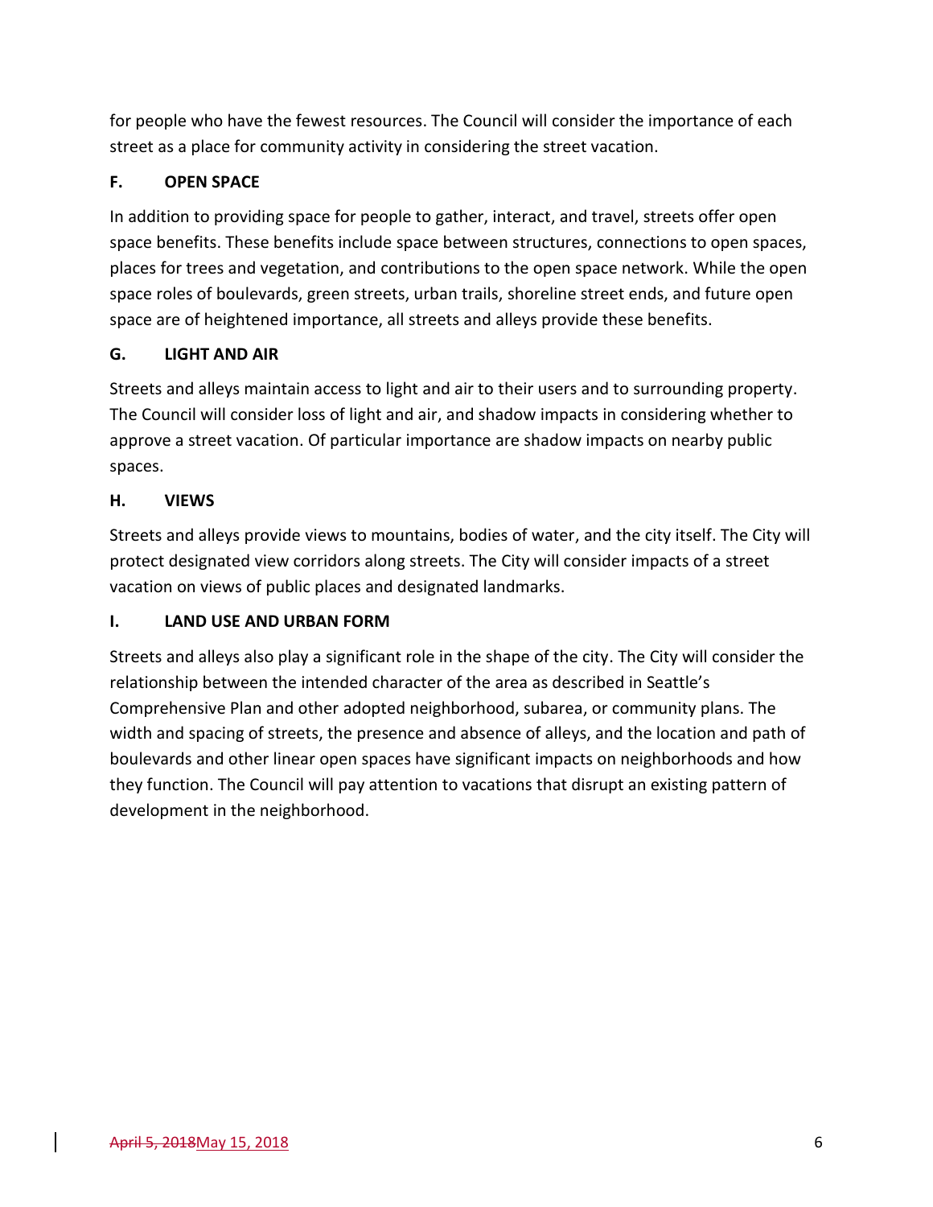for people who have the fewest resources. The Council will consider the importance of each street as a place for community activity in considering the street vacation.

### F. OPEN SPACE

In addition to providing space for people to gather, interact, and travel, streets offer open space benefits. These benefits include space between structures, connections to open spaces, places for trees and vegetation, and contributions to the open space network. While the open space roles of boulevards, green streets, urban trails, shoreline street ends, and future open space are of heightened importance, all streets and alleys provide these benefits.

### G. LIGHT AND AIR

Streets and alleys maintain access to light and air to their users and to surrounding property. The Council will consider loss of light and air, and shadow impacts in considering whether to approve a street vacation. Of particular importance are shadow impacts on nearby public spaces.

### H. VIEWS

Streets and alleys provide views to mountains, bodies of water, and the city itself. The City will protect designated view corridors along streets. The City will consider impacts of a street vacation on views of public places and designated landmarks.

### I. LAND USE AND URBAN FORM

Streets and alleys also play a significant role in the shape of the city. The City will consider the relationship between the intended character of the area as described in Seattle's Comprehensive Plan and other adopted neighborhood, subarea, or community plans. The width and spacing of streets, the presence and absence of alleys, and the location and path of boulevards and other linear open spaces have significant impacts on neighborhoods and how they function. The Council will pay attention to vacations that disrupt an existing pattern of development in the neighborhood.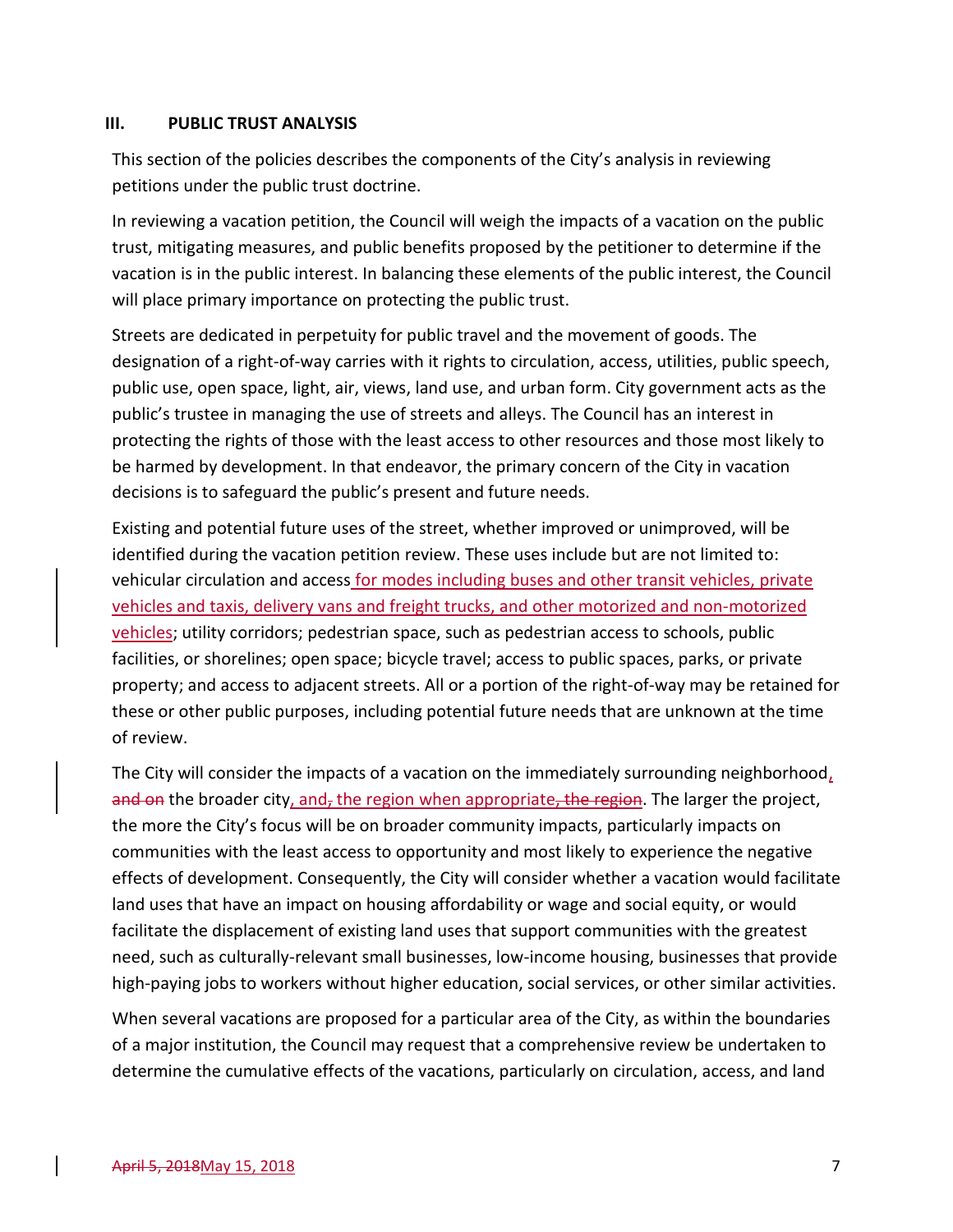### III. PUBLIC TRUST ANALYSIS

This section of the policies describes the components of the City's analysis in reviewing petitions under the public trust doctrine.

In reviewing a vacation petition, the Council will weigh the impacts of a vacation on the public trust, mitigating measures, and public benefits proposed by the petitioner to determine if the vacation is in the public interest. In balancing these elements of the public interest, the Council will place primary importance on protecting the public trust.

Streets are dedicated in perpetuity for public travel and the movement of goods. The designation of a right-of-way carries with it rights to circulation, access, utilities, public speech, public use, open space, light, air, views, land use, and urban form. City government acts as the public's trustee in managing the use of streets and alleys. The Council has an interest in protecting the rights of those with the least access to other resources and those most likely to be harmed by development. In that endeavor, the primary concern of the City in vacation decisions is to safeguard the public's present and future needs.

Existing and potential future uses of the street, whether improved or unimproved, will be identified during the vacation petition review. These uses include but are not limited to: vehicular circulation and access for modes including buses and other transit vehicles, private vehicles and taxis, delivery vans and freight trucks, and other motorized and non-motorized vehicles; utility corridors; pedestrian space, such as pedestrian access to schools, public facilities, or shorelines; open space; bicycle travel; access to public spaces, parks, or private property; and access to adjacent streets. All or a portion of the right-of-way may be retained for these or other public purposes, including potential future needs that are unknown at the time of review.

The City will consider the impacts of a vacation on the immediately surrounding neighborhood, ~~and on~~ the broader city, and~~,~~ the region when appropriate~~, the region~~. The larger the project, the more the City's focus will be on broader community impacts, particularly impacts on communities with the least access to opportunity and most likely to experience the negative effects of development. Consequently, the City will consider whether a vacation would facilitate land uses that have an impact on housing affordability or wage and social equity, or would facilitate the displacement of existing land uses that support communities with the greatest need, such as culturally-relevant small businesses, low-income housing, businesses that provide high-paying jobs to workers without higher education, social services, or other similar activities.

When several vacations are proposed for a particular area of the City, as within the boundaries of a major institution, the Council may request that a comprehensive review be undertaken to determine the cumulative effects of the vacations, particularly on circulation, access, and land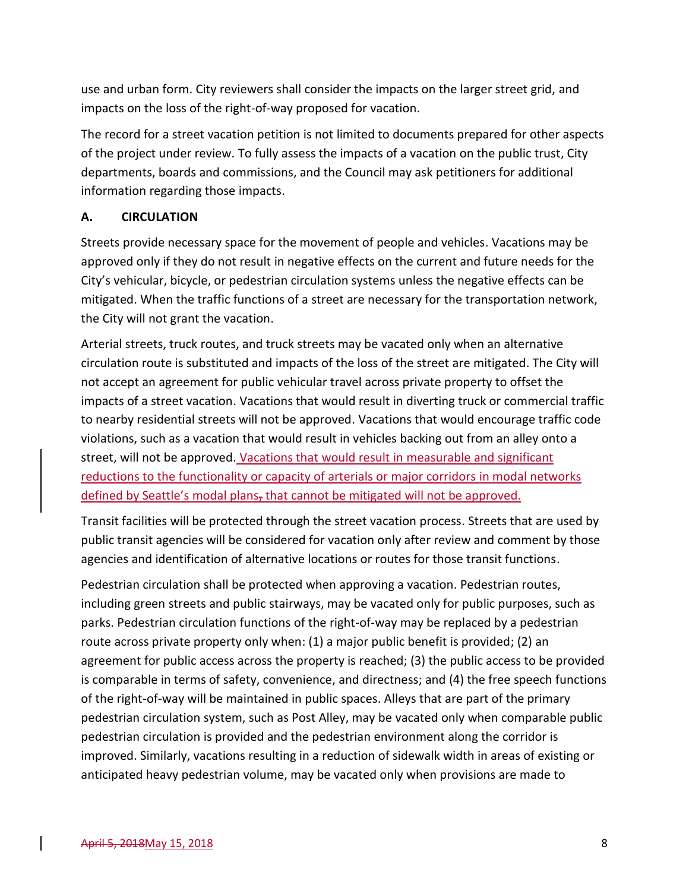use and urban form. City reviewers shall consider the impacts on the larger street grid, and impacts on the loss of the right-of-way proposed for vacation.

The record for a street vacation petition is not limited to documents prepared for other aspects of the project under review. To fully assess the impacts of a vacation on the public trust, City departments, boards and commissions, and the Council may ask petitioners for additional information regarding those impacts.

**A. CIRCULATION**

Streets provide necessary space for the movement of people and vehicles. Vacations may be approved only if they do not result in negative effects on the current and future needs for the City's vehicular, bicycle, or pedestrian circulation systems unless the negative effects can be mitigated. When the traffic functions of a street are necessary for the transportation network, the City will not grant the vacation.

Arterial streets, truck routes, and truck streets may be vacated only when an alternative circulation route is substituted and impacts of the loss of the street are mitigated. The City will not accept an agreement for public vehicular travel across private property to offset the impacts of a street vacation. Vacations that would result in diverting truck or commercial traffic to nearby residential streets will not be approved. Vacations that would encourage traffic code violations, such as a vacation that would result in vehicles backing out from an alley onto a street, will not be approved. Vacations that would result in measurable and significant reductions to the functionality or capacity of arterials or major corridors in modal networks defined by Seattle's modal plans, that cannot be mitigated will not be approved.

Transit facilities will be protected through the street vacation process. Streets that are used by public transit agencies will be considered for vacation only after review and comment by those agencies and identification of alternative locations or routes for those transit functions.

Pedestrian circulation shall be protected when approving a vacation. Pedestrian routes, including green streets and public stairways, may be vacated only for public purposes, such as parks. Pedestrian circulation functions of the right-of-way may be replaced by a pedestrian route across private property only when: (1) a major public benefit is provided; (2) an agreement for public access across the property is reached; (3) the public access to be provided is comparable in terms of safety, convenience, and directness; and (4) the free speech functions of the right-of-way will be maintained in public spaces. Alleys that are part of the primary pedestrian circulation system, such as Post Alley, may be vacated only when comparable public pedestrian circulation is provided and the pedestrian environment along the corridor is improved. Similarly, vacations resulting in a reduction of sidewalk width in areas of existing or anticipated heavy pedestrian volume, may be vacated only when provisions are made to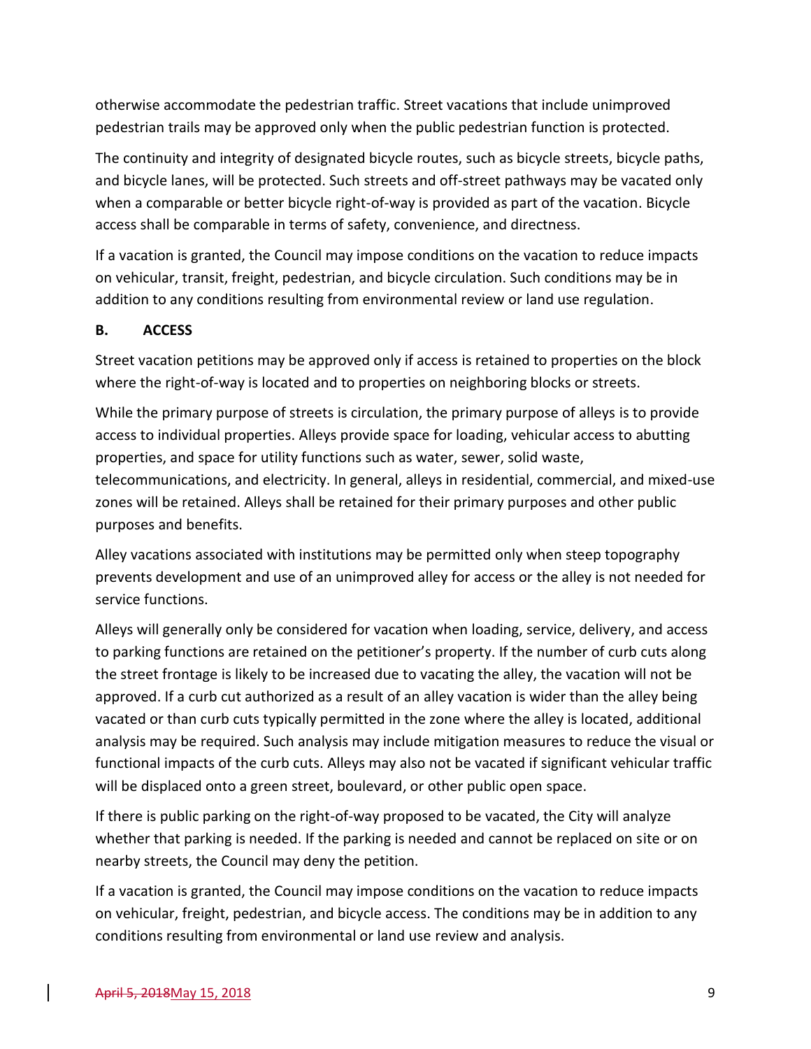otherwise accommodate the pedestrian traffic. Street vacations that include unimproved pedestrian trails may be approved only when the public pedestrian function is protected.

The continuity and integrity of designated bicycle routes, such as bicycle streets, bicycle paths, and bicycle lanes, will be protected. Such streets and off-street pathways may be vacated only when a comparable or better bicycle right-of-way is provided as part of the vacation. Bicycle access shall be comparable in terms of safety, convenience, and directness.

If a vacation is granted, the Council may impose conditions on the vacation to reduce impacts on vehicular, transit, freight, pedestrian, and bicycle circulation. Such conditions may be in addition to any conditions resulting from environmental review or land use regulation.

### B. ACCESS

Street vacation petitions may be approved only if access is retained to properties on the block where the right-of-way is located and to properties on neighboring blocks or streets.

While the primary purpose of streets is circulation, the primary purpose of alleys is to provide access to individual properties. Alleys provide space for loading, vehicular access to abutting properties, and space for utility functions such as water, sewer, solid waste, telecommunications, and electricity. In general, alleys in residential, commercial, and mixed-use zones will be retained. Alleys shall be retained for their primary purposes and other public purposes and benefits.

Alley vacations associated with institutions may be permitted only when steep topography prevents development and use of an unimproved alley for access or the alley is not needed for service functions.

Alleys will generally only be considered for vacation when loading, service, delivery, and access to parking functions are retained on the petitioner's property. If the number of curb cuts along the street frontage is likely to be increased due to vacating the alley, the vacation will not be approved. If a curb cut authorized as a result of an alley vacation is wider than the alley being vacated or than curb cuts typically permitted in the zone where the alley is located, additional analysis may be required. Such analysis may include mitigation measures to reduce the visual or functional impacts of the curb cuts. Alleys may also not be vacated if significant vehicular traffic will be displaced onto a green street, boulevard, or other public open space.

If there is public parking on the right-of-way proposed to be vacated, the City will analyze whether that parking is needed. If the parking is needed and cannot be replaced on site or on nearby streets, the Council may deny the petition.

If a vacation is granted, the Council may impose conditions on the vacation to reduce impacts on vehicular, freight, pedestrian, and bicycle access. The conditions may be in addition to any conditions resulting from environmental or land use review and analysis.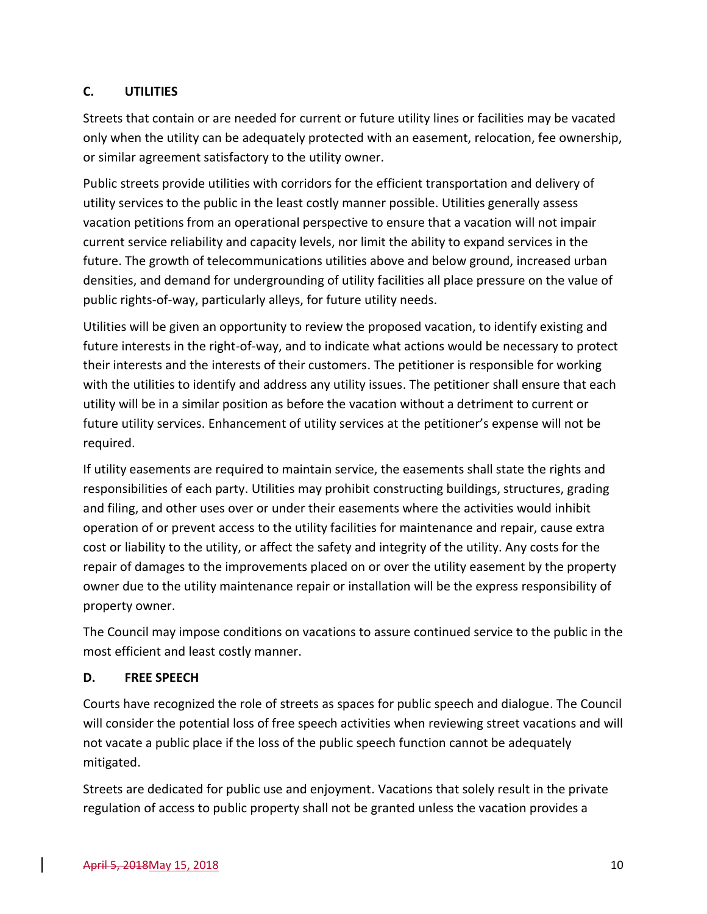### C. UTILITIES

Streets that contain or are needed for current or future utility lines or facilities may be vacated only when the utility can be adequately protected with an easement, relocation, fee ownership, or similar agreement satisfactory to the utility owner.

Public streets provide utilities with corridors for the efficient transportation and delivery of utility services to the public in the least costly manner possible. Utilities generally assess vacation petitions from an operational perspective to ensure that a vacation will not impair current service reliability and capacity levels, nor limit the ability to expand services in the future. The growth of telecommunications utilities above and below ground, increased urban densities, and demand for undergrounding of utility facilities all place pressure on the value of public rights-of-way, particularly alleys, for future utility needs.

Utilities will be given an opportunity to review the proposed vacation, to identify existing and future interests in the right-of-way, and to indicate what actions would be necessary to protect their interests and the interests of their customers. The petitioner is responsible for working with the utilities to identify and address any utility issues. The petitioner shall ensure that each utility will be in a similar position as before the vacation without a detriment to current or future utility services. Enhancement of utility services at the petitioner's expense will not be required.

If utility easements are required to maintain service, the easements shall state the rights and responsibilities of each party. Utilities may prohibit constructing buildings, structures, grading and filing, and other uses over or under their easements where the activities would inhibit operation of or prevent access to the utility facilities for maintenance and repair, cause extra cost or liability to the utility, or affect the safety and integrity of the utility. Any costs for the repair of damages to the improvements placed on or over the utility easement by the property owner due to the utility maintenance repair or installation will be the express responsibility of property owner.

The Council may impose conditions on vacations to assure continued service to the public in the most efficient and least costly manner.

### D. FREE SPEECH

Courts have recognized the role of streets as spaces for public speech and dialogue. The Council will consider the potential loss of free speech activities when reviewing street vacations and will not vacate a public place if the loss of the public speech function cannot be adequately mitigated.

Streets are dedicated for public use and enjoyment. Vacations that solely result in the private regulation of access to public property shall not be granted unless the vacation provides a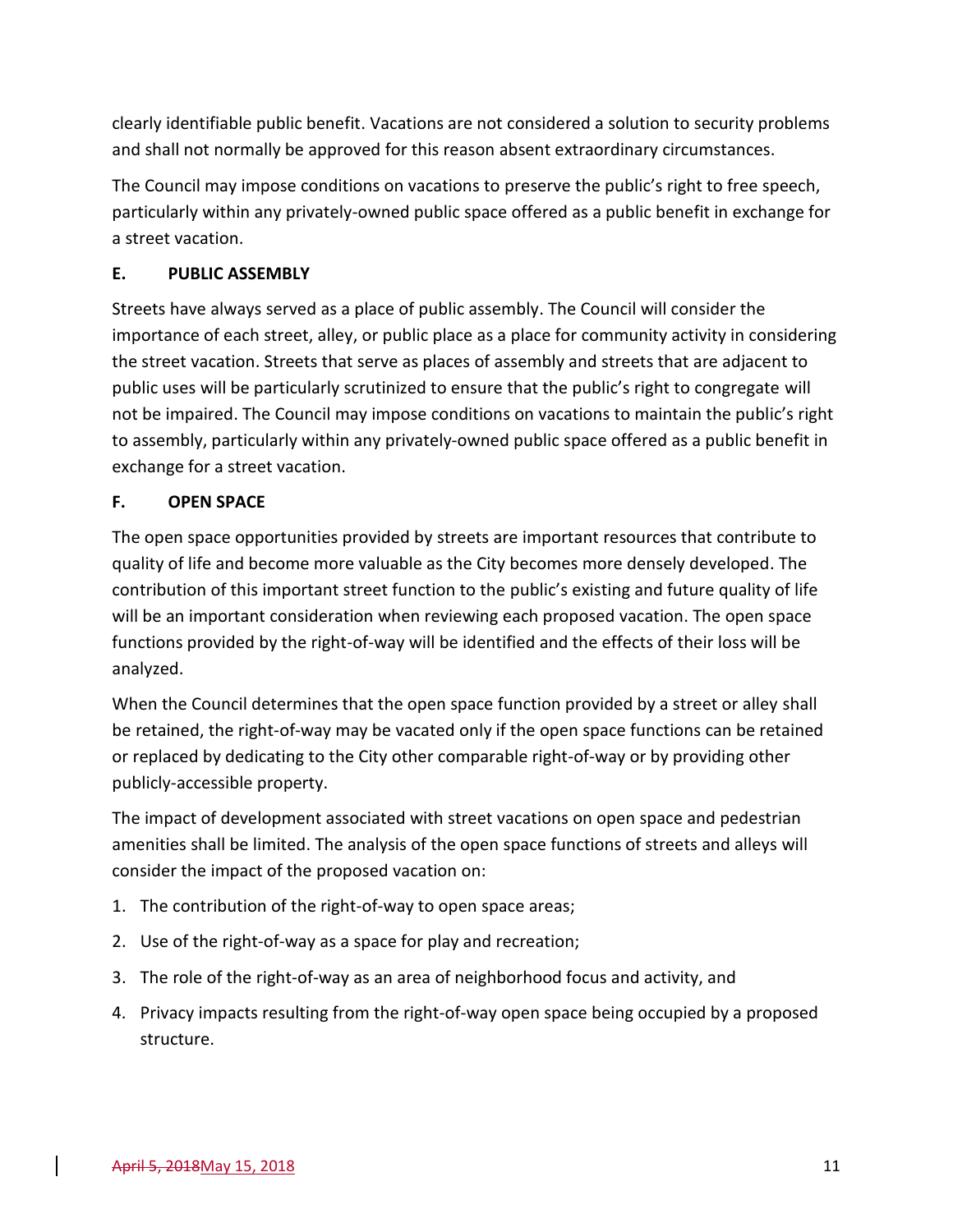clearly identifiable public benefit. Vacations are not considered a solution to security problems and shall not normally be approved for this reason absent extraordinary circumstances.

The Council may impose conditions on vacations to preserve the public's right to free speech, particularly within any privately-owned public space offered as a public benefit in exchange for a street vacation.

**E. PUBLIC ASSEMBLY**

Streets have always served as a place of public assembly. The Council will consider the importance of each street, alley, or public place as a place for community activity in considering the street vacation. Streets that serve as places of assembly and streets that are adjacent to public uses will be particularly scrutinized to ensure that the public's right to congregate will not be impaired. The Council may impose conditions on vacations to maintain the public's right to assembly, particularly within any privately-owned public space offered as a public benefit in exchange for a street vacation.

**F. OPEN SPACE**

The open space opportunities provided by streets are important resources that contribute to quality of life and become more valuable as the City becomes more densely developed. The contribution of this important street function to the public's existing and future quality of life will be an important consideration when reviewing each proposed vacation. The open space functions provided by the right-of-way will be identified and the effects of their loss will be analyzed.

When the Council determines that the open space function provided by a street or alley shall be retained, the right-of-way may be vacated only if the open space functions can be retained or replaced by dedicating to the City other comparable right-of-way or by providing other publicly-accessible property.

The impact of development associated with street vacations on open space and pedestrian amenities shall be limited. The analysis of the open space functions of streets and alleys will consider the impact of the proposed vacation on:

1. The contribution of the right-of-way to open space areas;
2. Use of the right-of-way as a space for play and recreation;
3. The role of the right-of-way as an area of neighborhood focus and activity, and
4. Privacy impacts resulting from the right-of-way open space being occupied by a proposed structure.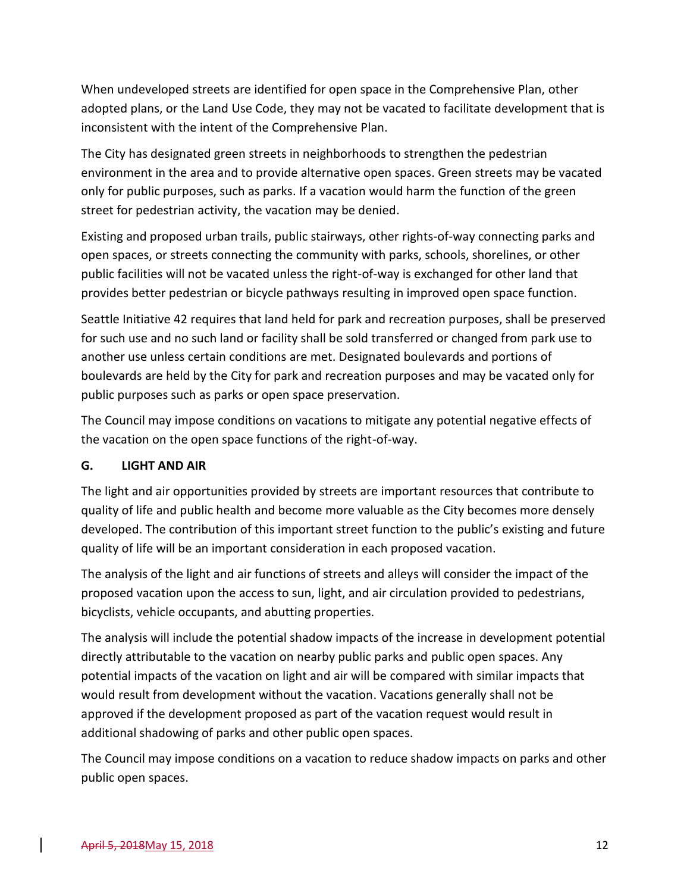When undeveloped streets are identified for open space in the Comprehensive Plan, other adopted plans, or the Land Use Code, they may not be vacated to facilitate development that is inconsistent with the intent of the Comprehensive Plan.

The City has designated green streets in neighborhoods to strengthen the pedestrian environment in the area and to provide alternative open spaces. Green streets may be vacated only for public purposes, such as parks. If a vacation would harm the function of the green street for pedestrian activity, the vacation may be denied.

Existing and proposed urban trails, public stairways, other rights-of-way connecting parks and open spaces, or streets connecting the community with parks, schools, shorelines, or other public facilities will not be vacated unless the right-of-way is exchanged for other land that provides better pedestrian or bicycle pathways resulting in improved open space function.

Seattle Initiative 42 requires that land held for park and recreation purposes, shall be preserved for such use and no such land or facility shall be sold transferred or changed from park use to another use unless certain conditions are met. Designated boulevards and portions of boulevards are held by the City for park and recreation purposes and may be vacated only for public purposes such as parks or open space preservation.

The Council may impose conditions on vacations to mitigate any potential negative effects of the vacation on the open space functions of the right-of-way.

## G. LIGHT AND AIR

The light and air opportunities provided by streets are important resources that contribute to quality of life and public health and become more valuable as the City becomes more densely developed. The contribution of this important street function to the public's existing and future quality of life will be an important consideration in each proposed vacation.

The analysis of the light and air functions of streets and alleys will consider the impact of the proposed vacation upon the access to sun, light, and air circulation provided to pedestrians, bicyclists, vehicle occupants, and abutting properties.

The analysis will include the potential shadow impacts of the increase in development potential directly attributable to the vacation on nearby public parks and public open spaces. Any potential impacts of the vacation on light and air will be compared with similar impacts that would result from development without the vacation. Vacations generally shall not be approved if the development proposed as part of the vacation request would result in additional shadowing of parks and other public open spaces.

The Council may impose conditions on a vacation to reduce shadow impacts on parks and other public open spaces.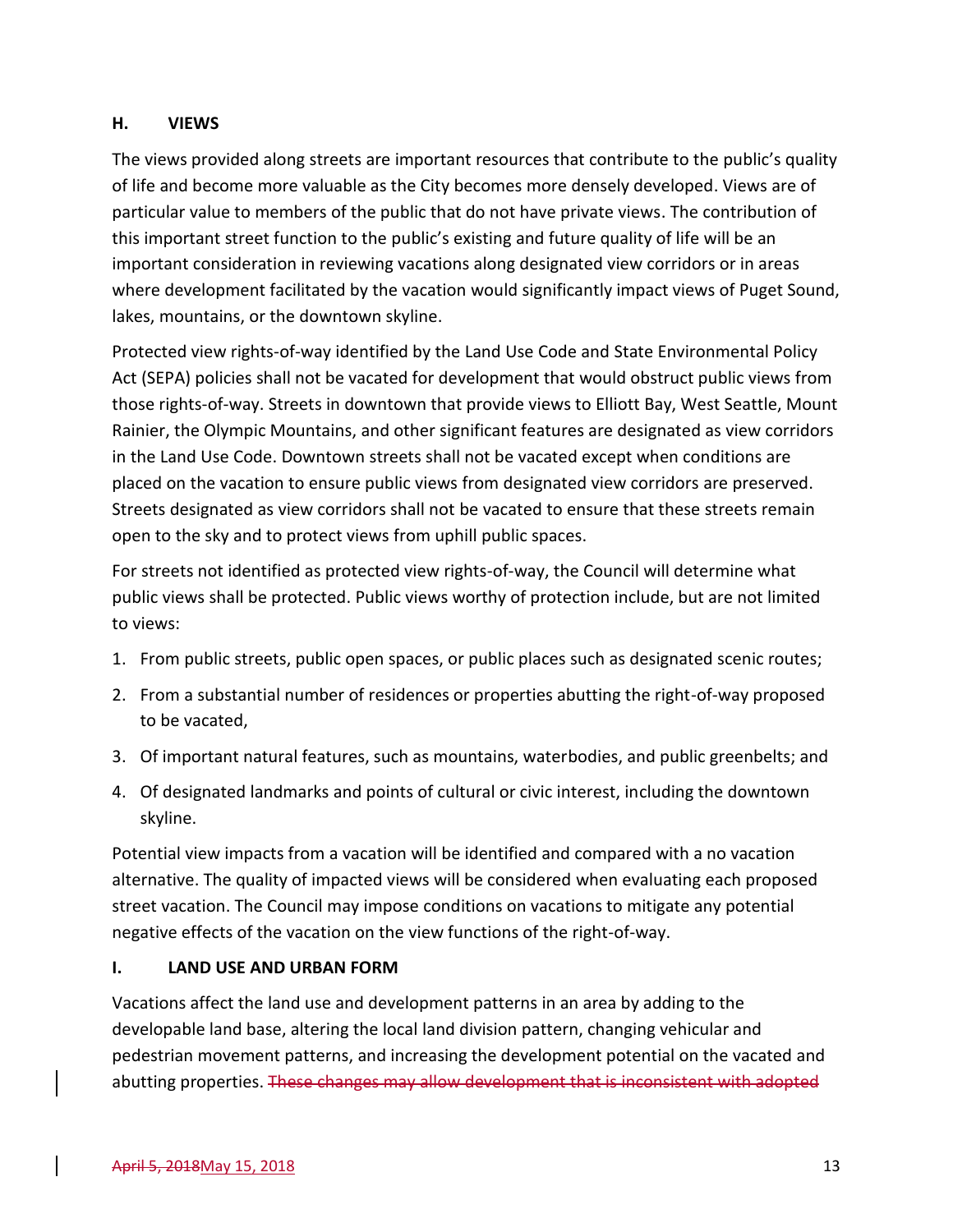## H. VIEWS

The views provided along streets are important resources that contribute to the public's quality of life and become more valuable as the City becomes more densely developed. Views are of particular value to members of the public that do not have private views. The contribution of this important street function to the public's existing and future quality of life will be an important consideration in reviewing vacations along designated view corridors or in areas where development facilitated by the vacation would significantly impact views of Puget Sound, lakes, mountains, or the downtown skyline.

Protected view rights-of-way identified by the Land Use Code and State Environmental Policy Act (SEPA) policies shall not be vacated for development that would obstruct public views from those rights-of-way. Streets in downtown that provide views to Elliott Bay, West Seattle, Mount Rainier, the Olympic Mountains, and other significant features are designated as view corridors in the Land Use Code. Downtown streets shall not be vacated except when conditions are placed on the vacation to ensure public views from designated view corridors are preserved. Streets designated as view corridors shall not be vacated to ensure that these streets remain open to the sky and to protect views from uphill public spaces.

For streets not identified as protected view rights-of-way, the Council will determine what public views shall be protected. Public views worthy of protection include, but are not limited to views:

1. From public streets, public open spaces, or public places such as designated scenic routes;
2. From a substantial number of residences or properties abutting the right-of-way proposed to be vacated,
3. Of important natural features, such as mountains, waterbodies, and public greenbelts; and
4. Of designated landmarks and points of cultural or civic interest, including the downtown skyline.

Potential view impacts from a vacation will be identified and compared with a no vacation alternative. The quality of impacted views will be considered when evaluating each proposed street vacation. The Council may impose conditions on vacations to mitigate any potential negative effects of the vacation on the view functions of the right-of-way.

## I. LAND USE AND URBAN FORM

Vacations affect the land use and development patterns in an area by adding to the developable land base, altering the local land division pattern, changing vehicular and pedestrian movement patterns, and increasing the development potential on the vacated and abutting properties. ~~These changes may allow development that is inconsistent with adopted~~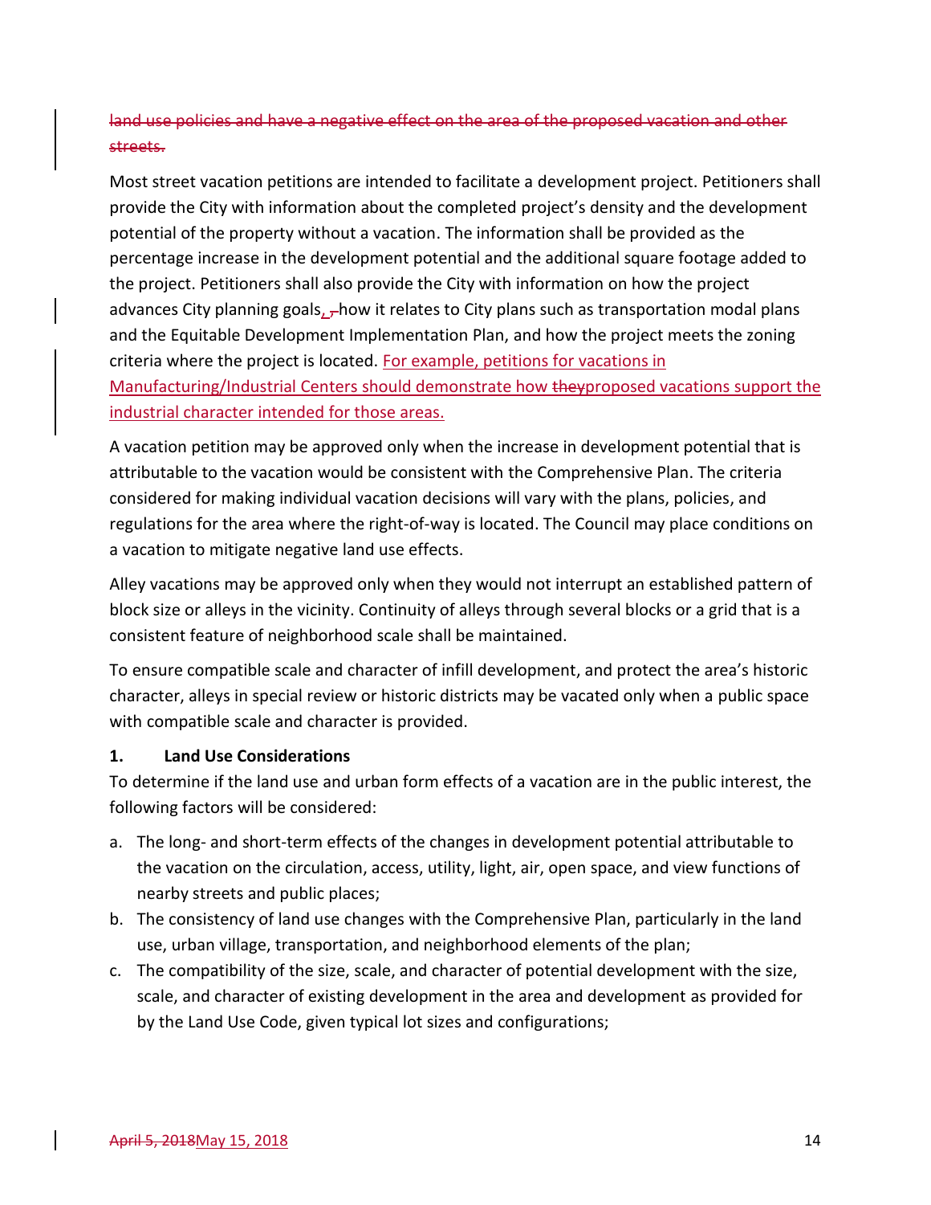~~land use policies and have a negative effect on the area of the proposed vacation and other streets.~~

Most street vacation petitions are intended to facilitate a development project. Petitioners shall provide the City with information about the completed project's density and the development potential of the property without a vacation. The information shall be provided as the percentage increase in the development potential and the additional square footage added to the project. Petitioners shall also provide the City with information on how the project advances City planning goals, ~~,~~ how it relates to City plans such as transportation modal plans and the Equitable Development Implementation Plan, and how the project meets the zoning criteria where the project is located. For example, petitions for vacations in Manufacturing/Industrial Centers should demonstrate how ~~they~~proposed vacations support the industrial character intended for those areas.

A vacation petition may be approved only when the increase in development potential that is attributable to the vacation would be consistent with the Comprehensive Plan. The criteria considered for making individual vacation decisions will vary with the plans, policies, and regulations for the area where the right-of-way is located. The Council may place conditions on a vacation to mitigate negative land use effects.

Alley vacations may be approved only when they would not interrupt an established pattern of block size or alleys in the vicinity. Continuity of alleys through several blocks or a grid that is a consistent feature of neighborhood scale shall be maintained.

To ensure compatible scale and character of infill development, and protect the area's historic character, alleys in special review or historic districts may be vacated only when a public space with compatible scale and character is provided.

**1. Land Use Considerations**

To determine if the land use and urban form effects of a vacation are in the public interest, the following factors will be considered:

a. The long- and short-term effects of the changes in development potential attributable to the vacation on the circulation, access, utility, light, air, open space, and view functions of nearby streets and public places;
b. The consistency of land use changes with the Comprehensive Plan, particularly in the land use, urban village, transportation, and neighborhood elements of the plan;
c. The compatibility of the size, scale, and character of potential development with the size, scale, and character of existing development in the area and development as provided for by the Land Use Code, given typical lot sizes and configurations;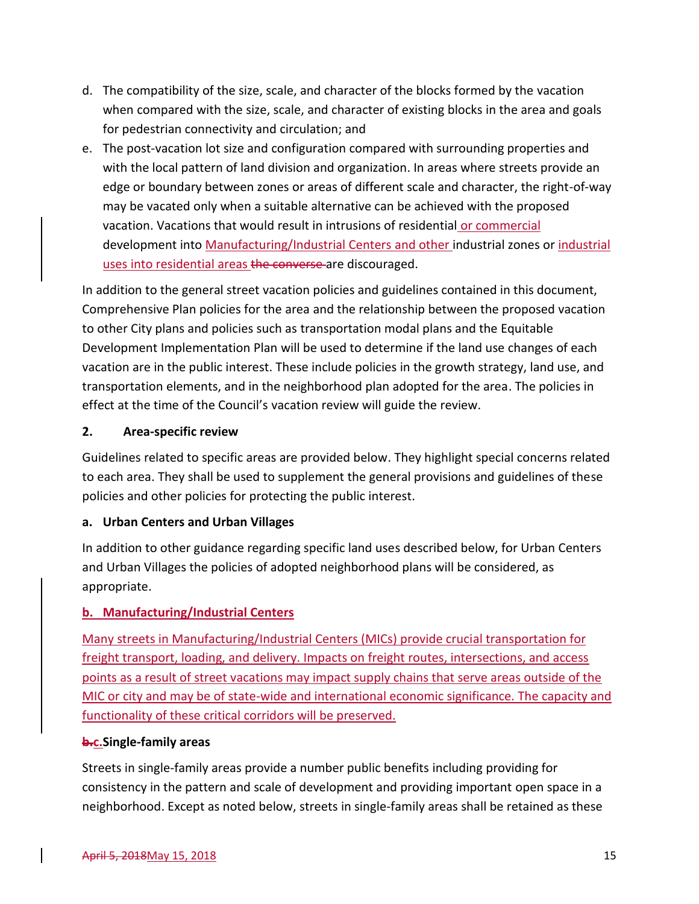d. The compatibility of the size, scale, and character of the blocks formed by the vacation when compared with the size, scale, and character of existing blocks in the area and goals for pedestrian connectivity and circulation; and

e. The post-vacation lot size and configuration compared with surrounding properties and with the local pattern of land division and organization. In areas where streets provide an edge or boundary between zones or areas of different scale and character, the right-of-way may be vacated only when a suitable alternative can be achieved with the proposed vacation. Vacations that would result in intrusions of residential or commercial development into Manufacturing/Industrial Centers and other industrial zones or industrial uses into residential areas ~~the converse~~ are discouraged.

In addition to the general street vacation policies and guidelines contained in this document, Comprehensive Plan policies for the area and the relationship between the proposed vacation to other City plans and policies such as transportation modal plans and the Equitable Development Implementation Plan will be used to determine if the land use changes of each vacation are in the public interest. These include policies in the growth strategy, land use, and transportation elements, and in the neighborhood plan adopted for the area. The policies in effect at the time of the Council's vacation review will guide the review.

**2. Area-specific review**

Guidelines related to specific areas are provided below. They highlight special concerns related to each area. They shall be used to supplement the general provisions and guidelines of these policies and other policies for protecting the public interest.

**a. Urban Centers and Urban Villages**

In addition to other guidance regarding specific land uses described below, for Urban Centers and Urban Villages the policies of adopted neighborhood plans will be considered, as appropriate.

**b. Manufacturing/Industrial Centers**

Many streets in Manufacturing/Industrial Centers (MICs) provide crucial transportation for freight transport, loading, and delivery. Impacts on freight routes, intersections, and access points as a result of street vacations may impact supply chains that serve areas outside of the MIC or city and may be of state-wide and international economic significance. The capacity and functionality of these critical corridors will be preserved.

**~~b.~~c. Single-family areas**

Streets in single-family areas provide a number public benefits including providing for consistency in the pattern and scale of development and providing important open space in a neighborhood. Except as noted below, streets in single-family areas shall be retained as these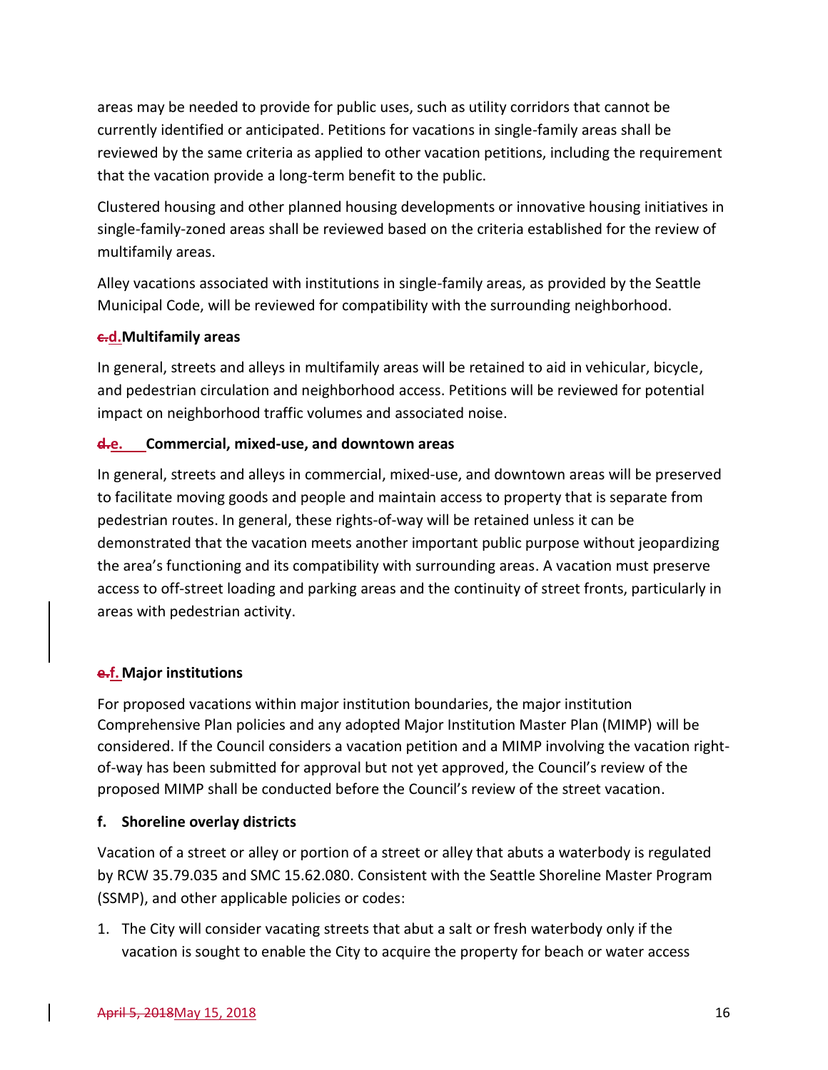areas may be needed to provide for public uses, such as utility corridors that cannot be currently identified or anticipated. Petitions for vacations in single-family areas shall be reviewed by the same criteria as applied to other vacation petitions, including the requirement that the vacation provide a long-term benefit to the public.

Clustered housing and other planned housing developments or innovative housing initiatives in single-family-zoned areas shall be reviewed based on the criteria established for the review of multifamily areas.

Alley vacations associated with institutions in single-family areas, as provided by the Seattle Municipal Code, will be reviewed for compatibility with the surrounding neighborhood.

**~~c.~~d. Multifamily areas**

In general, streets and alleys in multifamily areas will be retained to aid in vehicular, bicycle, and pedestrian circulation and neighborhood access. Petitions will be reviewed for potential impact on neighborhood traffic volumes and associated noise.

**~~d.~~e. Commercial, mixed-use, and downtown areas**

In general, streets and alleys in commercial, mixed-use, and downtown areas will be preserved to facilitate moving goods and people and maintain access to property that is separate from pedestrian routes. In general, these rights-of-way will be retained unless it can be demonstrated that the vacation meets another important public purpose without jeopardizing the area's functioning and its compatibility with surrounding areas. A vacation must preserve access to off-street loading and parking areas and the continuity of street fronts, particularly in areas with pedestrian activity.

**~~e.~~f. Major institutions**

For proposed vacations within major institution boundaries, the major institution Comprehensive Plan policies and any adopted Major Institution Master Plan (MIMP) will be considered. If the Council considers a vacation petition and a MIMP involving the vacation right-of-way has been submitted for approval but not yet approved, the Council's review of the proposed MIMP shall be conducted before the Council's review of the street vacation.

**f. Shoreline overlay districts**

Vacation of a street or alley or portion of a street or alley that abuts a waterbody is regulated by RCW 35.79.035 and SMC 15.62.080. Consistent with the Seattle Shoreline Master Program (SSMP), and other applicable policies or codes:

1. The City will consider vacating streets that abut a salt or fresh waterbody only if the vacation is sought to enable the City to acquire the property for beach or water access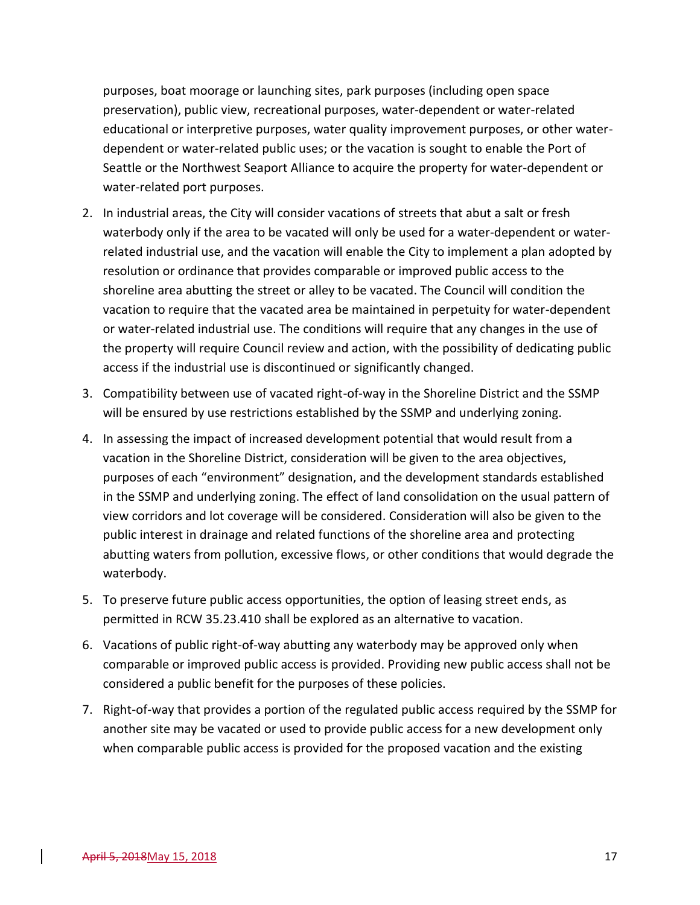purposes, boat moorage or launching sites, park purposes (including open space preservation), public view, recreational purposes, water-dependent or water-related educational or interpretive purposes, water quality improvement purposes, or other water-dependent or water-related public uses; or the vacation is sought to enable the Port of Seattle or the Northwest Seaport Alliance to acquire the property for water-dependent or water-related port purposes.

2. In industrial areas, the City will consider vacations of streets that abut a salt or fresh waterbody only if the area to be vacated will only be used for a water-dependent or water-related industrial use, and the vacation will enable the City to implement a plan adopted by resolution or ordinance that provides comparable or improved public access to the shoreline area abutting the street or alley to be vacated. The Council will condition the vacation to require that the vacated area be maintained in perpetuity for water-dependent or water-related industrial use. The conditions will require that any changes in the use of the property will require Council review and action, with the possibility of dedicating public access if the industrial use is discontinued or significantly changed.

3. Compatibility between use of vacated right-of-way in the Shoreline District and the SSMP will be ensured by use restrictions established by the SSMP and underlying zoning.

4. In assessing the impact of increased development potential that would result from a vacation in the Shoreline District, consideration will be given to the area objectives, purposes of each "environment" designation, and the development standards established in the SSMP and underlying zoning. The effect of land consolidation on the usual pattern of view corridors and lot coverage will be considered. Consideration will also be given to the public interest in drainage and related functions of the shoreline area and protecting abutting waters from pollution, excessive flows, or other conditions that would degrade the waterbody.

5. To preserve future public access opportunities, the option of leasing street ends, as permitted in RCW 35.23.410 shall be explored as an alternative to vacation.

6. Vacations of public right-of-way abutting any waterbody may be approved only when comparable or improved public access is provided. Providing new public access shall not be considered a public benefit for the purposes of these policies.

7. Right-of-way that provides a portion of the regulated public access required by the SSMP for another site may be vacated or used to provide public access for a new development only when comparable public access is provided for the proposed vacation and the existing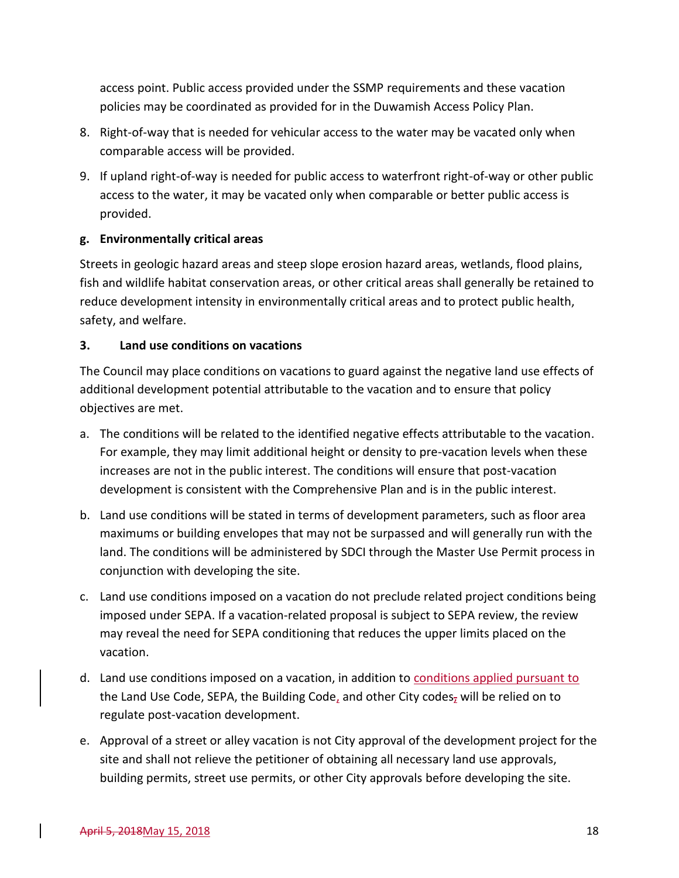access point. Public access provided under the SSMP requirements and these vacation policies may be coordinated as provided for in the Duwamish Access Policy Plan.

8. Right-of-way that is needed for vehicular access to the water may be vacated only when comparable access will be provided.
9. If upland right-of-way is needed for public access to waterfront right-of-way or other public access to the water, it may be vacated only when comparable or better public access is provided.

**g. Environmentally critical areas**

Streets in geologic hazard areas and steep slope erosion hazard areas, wetlands, flood plains, fish and wildlife habitat conservation areas, or other critical areas shall generally be retained to reduce development intensity in environmentally critical areas and to protect public health, safety, and welfare.

**3. Land use conditions on vacations**

The Council may place conditions on vacations to guard against the negative land use effects of additional development potential attributable to the vacation and to ensure that policy objectives are met.

a. The conditions will be related to the identified negative effects attributable to the vacation. For example, they may limit additional height or density to pre-vacation levels when these increases are not in the public interest. The conditions will ensure that post-vacation development is consistent with the Comprehensive Plan and is in the public interest.

b. Land use conditions will be stated in terms of development parameters, such as floor area maximums or building envelopes that may not be surpassed and will generally run with the land. The conditions will be administered by SDCI through the Master Use Permit process in conjunction with developing the site.

c. Land use conditions imposed on a vacation do not preclude related project conditions being imposed under SEPA. If a vacation-related proposal is subject to SEPA review, the review may reveal the need for SEPA conditioning that reduces the upper limits placed on the vacation.

d. Land use conditions imposed on a vacation, in addition to conditions applied pursuant to the Land Use Code, SEPA, the Building Code, and other City codes, will be relied on to regulate post-vacation development.

e. Approval of a street or alley vacation is not City approval of the development project for the site and shall not relieve the petitioner of obtaining all necessary land use approvals, building permits, street use permits, or other City approvals before developing the site.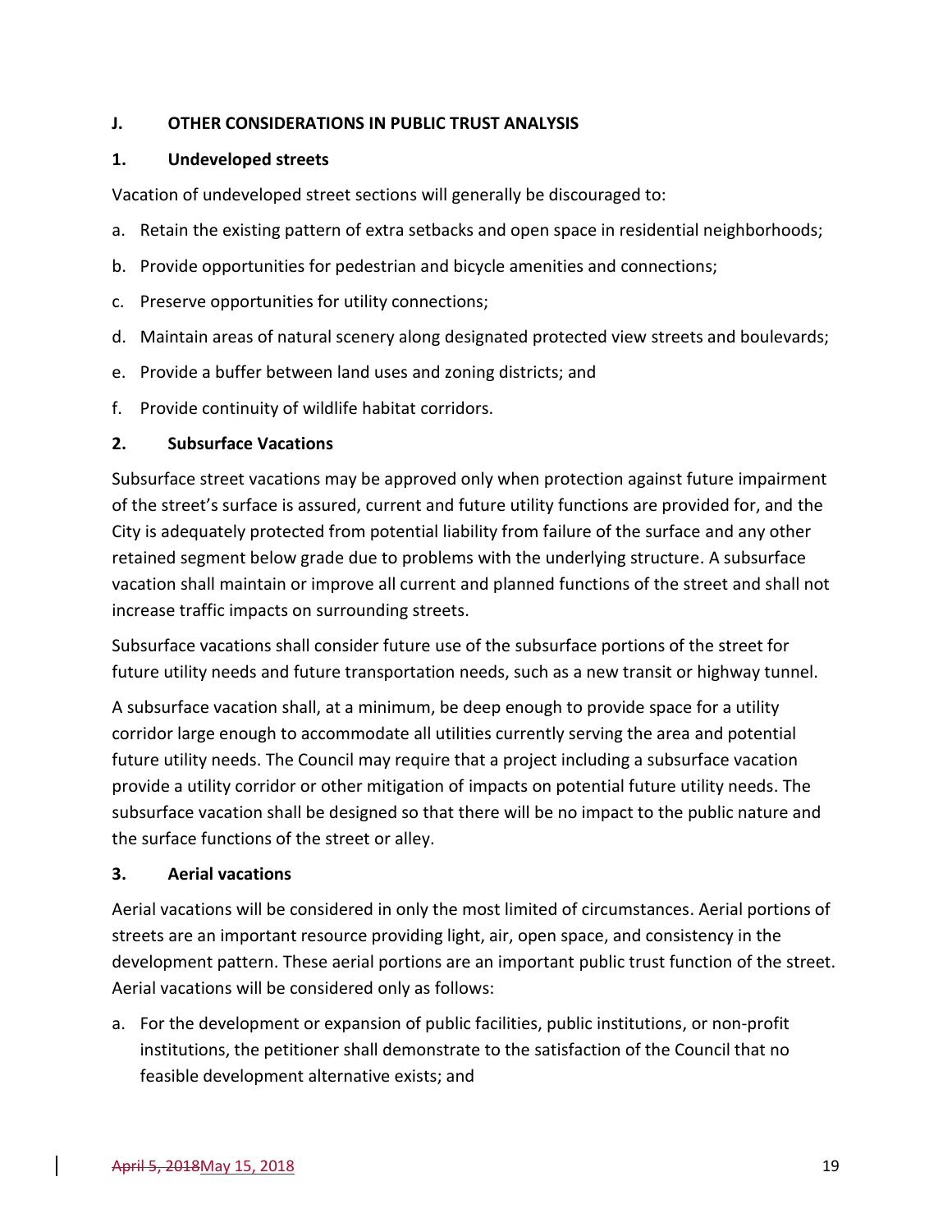## J. OTHER CONSIDERATIONS IN PUBLIC TRUST ANALYSIS

### 1. Undeveloped streets

Vacation of undeveloped street sections will generally be discouraged to:

a. Retain the existing pattern of extra setbacks and open space in residential neighborhoods;

b. Provide opportunities for pedestrian and bicycle amenities and connections;

c. Preserve opportunities for utility connections;

d. Maintain areas of natural scenery along designated protected view streets and boulevards;

e. Provide a buffer between land uses and zoning districts; and

f. Provide continuity of wildlife habitat corridors.

### 2. Subsurface Vacations

Subsurface street vacations may be approved only when protection against future impairment of the street's surface is assured, current and future utility functions are provided for, and the City is adequately protected from potential liability from failure of the surface and any other retained segment below grade due to problems with the underlying structure. A subsurface vacation shall maintain or improve all current and planned functions of the street and shall not increase traffic impacts on surrounding streets.

Subsurface vacations shall consider future use of the subsurface portions of the street for future utility needs and future transportation needs, such as a new transit or highway tunnel.

A subsurface vacation shall, at a minimum, be deep enough to provide space for a utility corridor large enough to accommodate all utilities currently serving the area and potential future utility needs. The Council may require that a project including a subsurface vacation provide a utility corridor or other mitigation of impacts on potential future utility needs. The subsurface vacation shall be designed so that there will be no impact to the public nature and the surface functions of the street or alley.

### 3. Aerial vacations

Aerial vacations will be considered in only the most limited of circumstances. Aerial portions of streets are an important resource providing light, air, open space, and consistency in the development pattern. These aerial portions are an important public trust function of the street. Aerial vacations will be considered only as follows:

a. For the development or expansion of public facilities, public institutions, or non-profit institutions, the petitioner shall demonstrate to the satisfaction of the Council that no feasible development alternative exists; and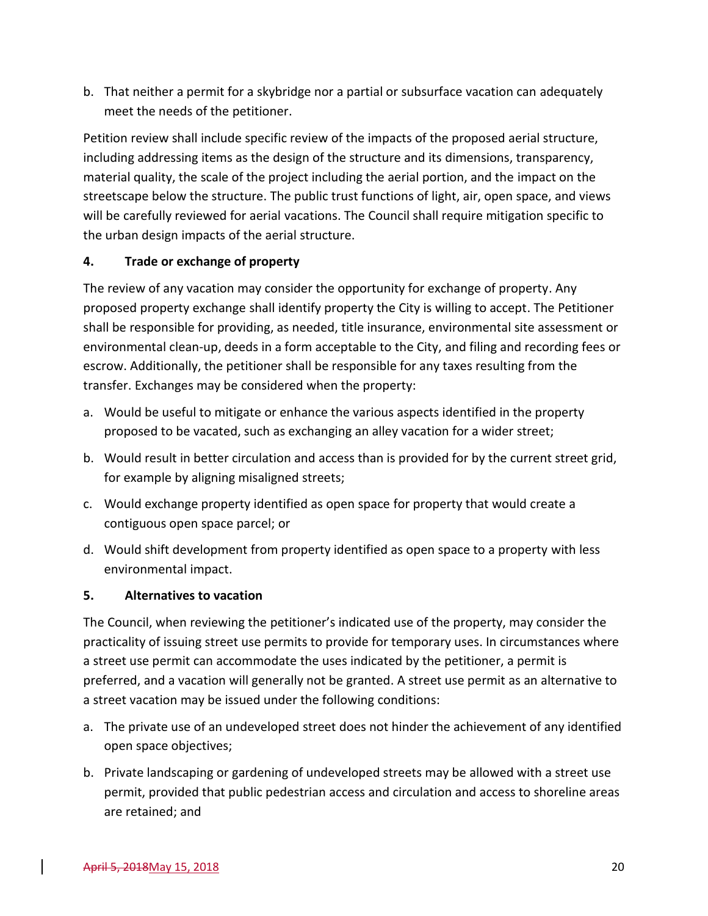b. That neither a permit for a skybridge nor a partial or subsurface vacation can adequately meet the needs of the petitioner.

Petition review shall include specific review of the impacts of the proposed aerial structure, including addressing items as the design of the structure and its dimensions, transparency, material quality, the scale of the project including the aerial portion, and the impact on the streetscape below the structure. The public trust functions of light, air, open space, and views will be carefully reviewed for aerial vacations. The Council shall require mitigation specific to the urban design impacts of the aerial structure.

**4. Trade or exchange of property**

The review of any vacation may consider the opportunity for exchange of property. Any proposed property exchange shall identify property the City is willing to accept. The Petitioner shall be responsible for providing, as needed, title insurance, environmental site assessment or environmental clean-up, deeds in a form acceptable to the City, and filing and recording fees or escrow. Additionally, the petitioner shall be responsible for any taxes resulting from the transfer. Exchanges may be considered when the property:

a. Would be useful to mitigate or enhance the various aspects identified in the property proposed to be vacated, such as exchanging an alley vacation for a wider street;

b. Would result in better circulation and access than is provided for by the current street grid, for example by aligning misaligned streets;

c. Would exchange property identified as open space for property that would create a contiguous open space parcel; or

d. Would shift development from property identified as open space to a property with less environmental impact.

**5. Alternatives to vacation**

The Council, when reviewing the petitioner's indicated use of the property, may consider the practicality of issuing street use permits to provide for temporary uses. In circumstances where a street use permit can accommodate the uses indicated by the petitioner, a permit is preferred, and a vacation will generally not be granted. A street use permit as an alternative to a street vacation may be issued under the following conditions:

a. The private use of an undeveloped street does not hinder the achievement of any identified open space objectives;

b. Private landscaping or gardening of undeveloped streets may be allowed with a street use permit, provided that public pedestrian access and circulation and access to shoreline areas are retained; and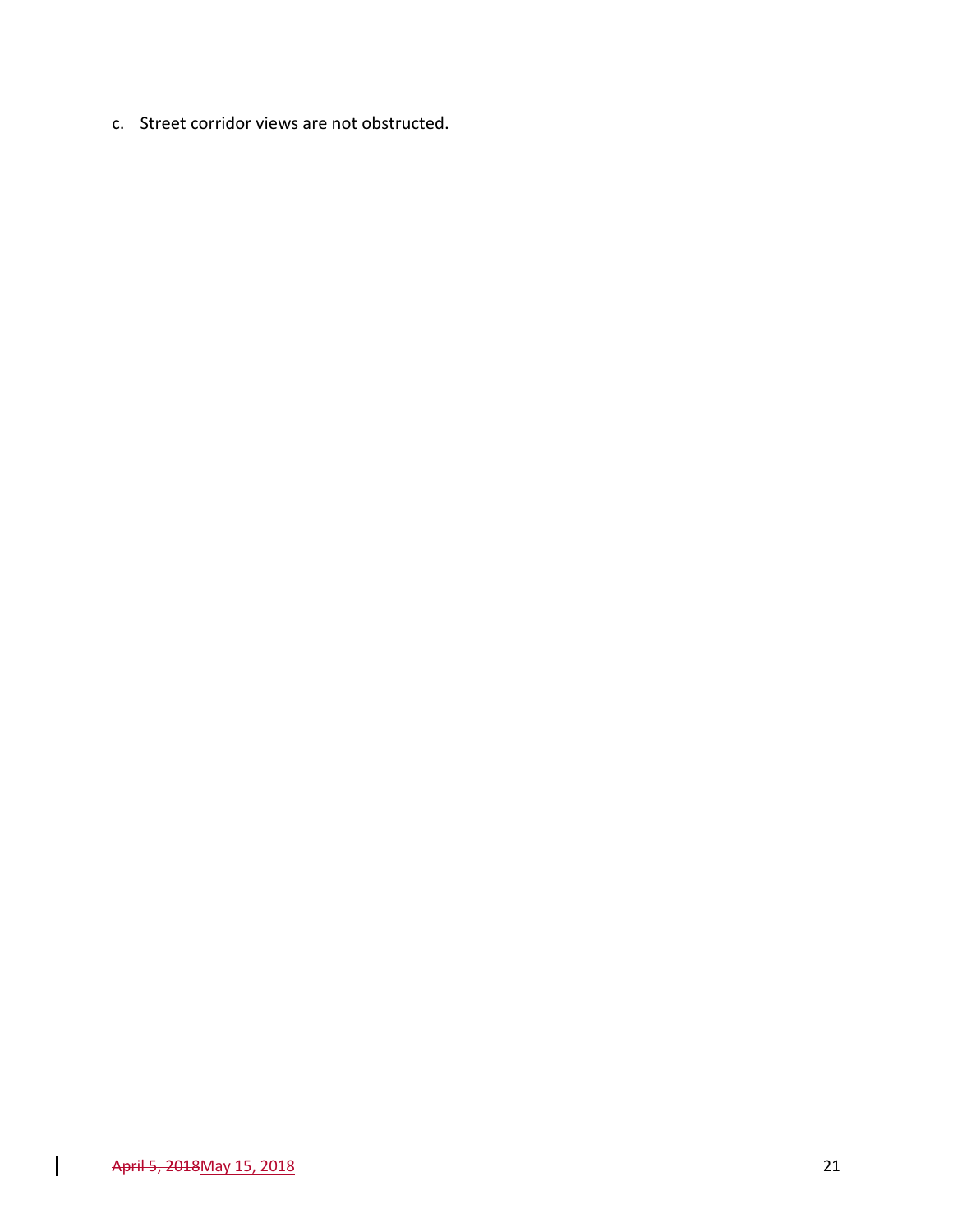c. Street corridor views are not obstructed.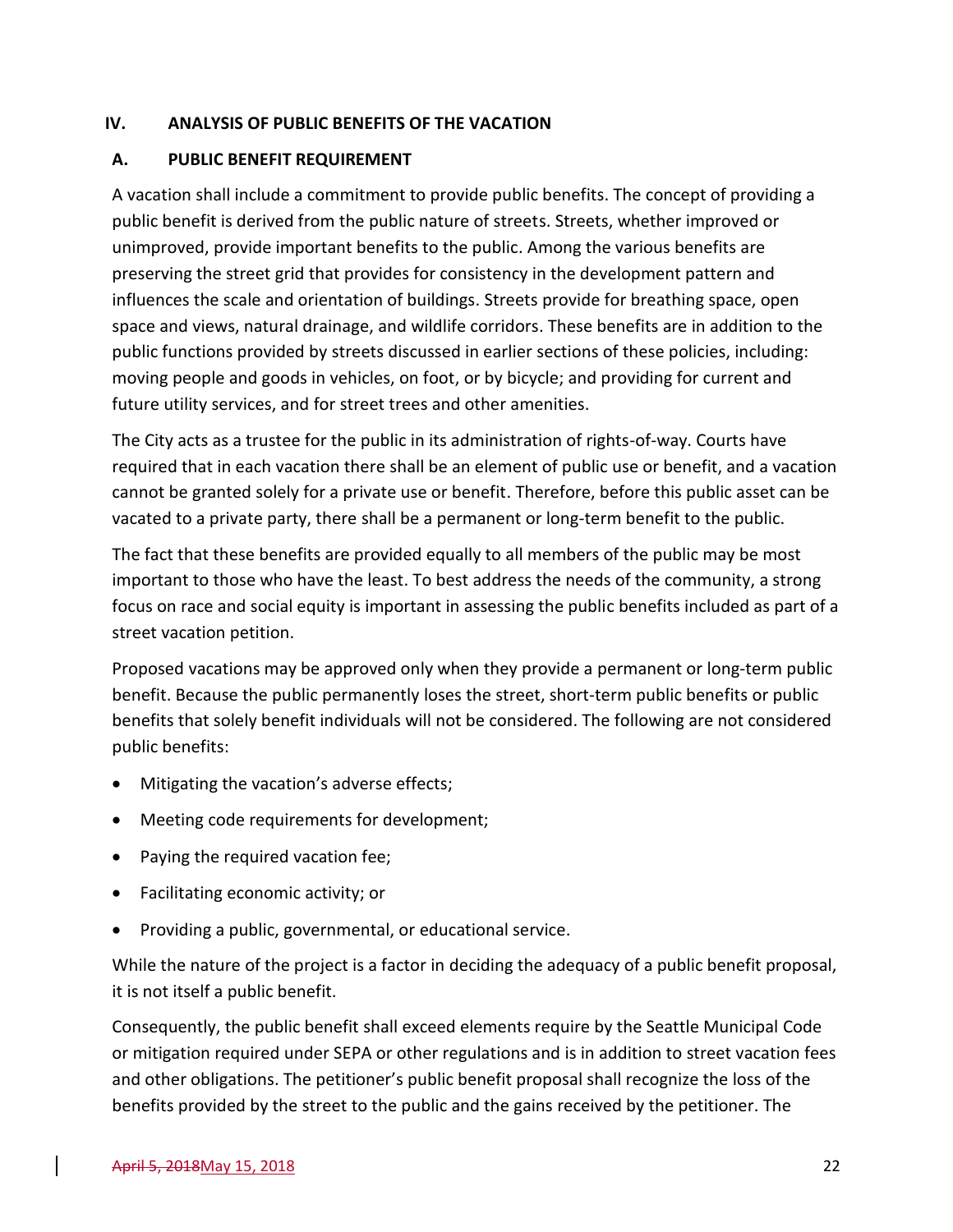## IV. ANALYSIS OF PUBLIC BENEFITS OF THE VACATION

### A. PUBLIC BENEFIT REQUIREMENT

A vacation shall include a commitment to provide public benefits. The concept of providing a public benefit is derived from the public nature of streets. Streets, whether improved or unimproved, provide important benefits to the public. Among the various benefits are preserving the street grid that provides for consistency in the development pattern and influences the scale and orientation of buildings. Streets provide for breathing space, open space and views, natural drainage, and wildlife corridors. These benefits are in addition to the public functions provided by streets discussed in earlier sections of these policies, including: moving people and goods in vehicles, on foot, or by bicycle; and providing for current and future utility services, and for street trees and other amenities.

The City acts as a trustee for the public in its administration of rights-of-way. Courts have required that in each vacation there shall be an element of public use or benefit, and a vacation cannot be granted solely for a private use or benefit. Therefore, before this public asset can be vacated to a private party, there shall be a permanent or long-term benefit to the public.

The fact that these benefits are provided equally to all members of the public may be most important to those who have the least. To best address the needs of the community, a strong focus on race and social equity is important in assessing the public benefits included as part of a street vacation petition.

Proposed vacations may be approved only when they provide a permanent or long-term public benefit. Because the public permanently loses the street, short-term public benefits or public benefits that solely benefit individuals will not be considered. The following are not considered public benefits:

- Mitigating the vacation's adverse effects;
- Meeting code requirements for development;
- Paying the required vacation fee;
- Facilitating economic activity; or
- Providing a public, governmental, or educational service.

While the nature of the project is a factor in deciding the adequacy of a public benefit proposal, it is not itself a public benefit.

Consequently, the public benefit shall exceed elements require by the Seattle Municipal Code or mitigation required under SEPA or other regulations and is in addition to street vacation fees and other obligations. The petitioner's public benefit proposal shall recognize the loss of the benefits provided by the street to the public and the gains received by the petitioner. The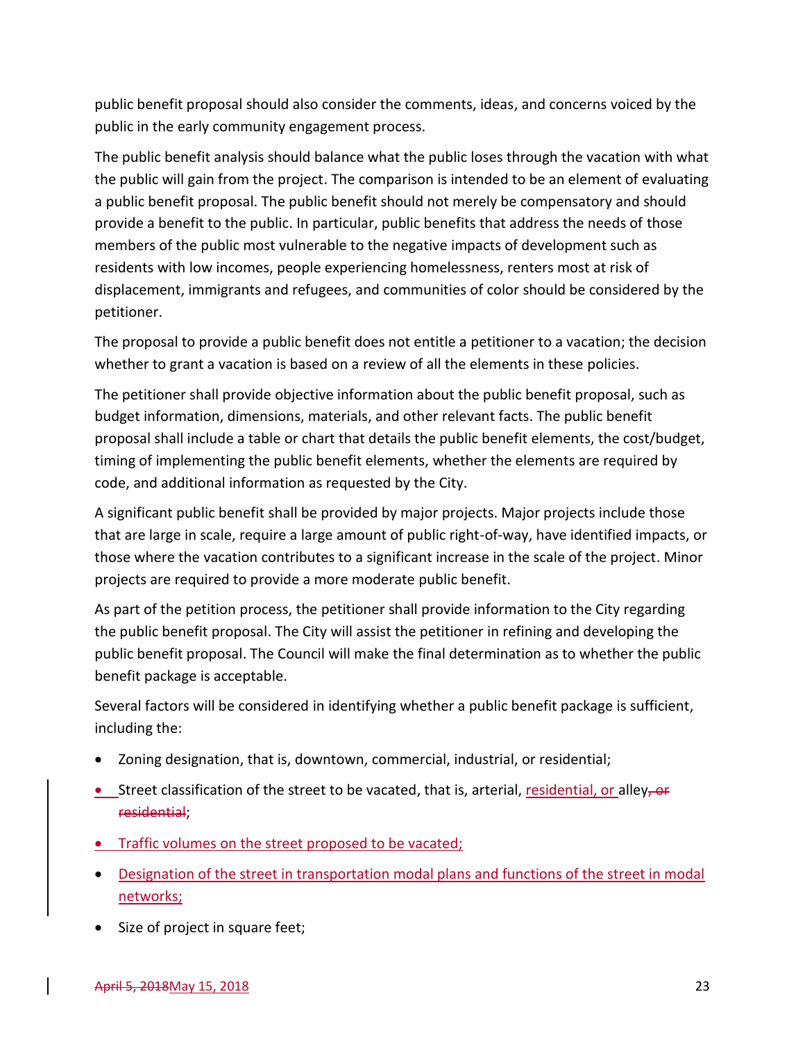public benefit proposal should also consider the comments, ideas, and concerns voiced by the public in the early community engagement process.

The public benefit analysis should balance what the public loses through the vacation with what the public will gain from the project. The comparison is intended to be an element of evaluating a public benefit proposal. The public benefit should not merely be compensatory and should provide a benefit to the public. In particular, public benefits that address the needs of those members of the public most vulnerable to the negative impacts of development such as residents with low incomes, people experiencing homelessness, renters most at risk of displacement, immigrants and refugees, and communities of color should be considered by the petitioner.

The proposal to provide a public benefit does not entitle a petitioner to a vacation; the decision whether to grant a vacation is based on a review of all the elements in these policies.

The petitioner shall provide objective information about the public benefit proposal, such as budget information, dimensions, materials, and other relevant facts. The public benefit proposal shall include a table or chart that details the public benefit elements, the cost/budget, timing of implementing the public benefit elements, whether the elements are required by code, and additional information as requested by the City.

A significant public benefit shall be provided by major projects. Major projects include those that are large in scale, require a large amount of public right-of-way, have identified impacts, or those where the vacation contributes to a significant increase in the scale of the project. Minor projects are required to provide a more moderate public benefit.

As part of the petition process, the petitioner shall provide information to the City regarding the public benefit proposal. The City will assist the petitioner in refining and developing the public benefit proposal. The Council will make the final determination as to whether the public benefit package is acceptable.

Several factors will be considered in identifying whether a public benefit package is sufficient, including the:

- Zoning designation, that is, downtown, commercial, industrial, or residential;
- Street classification of the street to be vacated, that is, arterial, <u>residential, or</u> alley~~, or residential~~;
- <u>Traffic volumes on the street proposed to be vacated;</u>
- <u>Designation of the street in transportation modal plans and functions of the street in modal networks;</u>
- Size of project in square feet;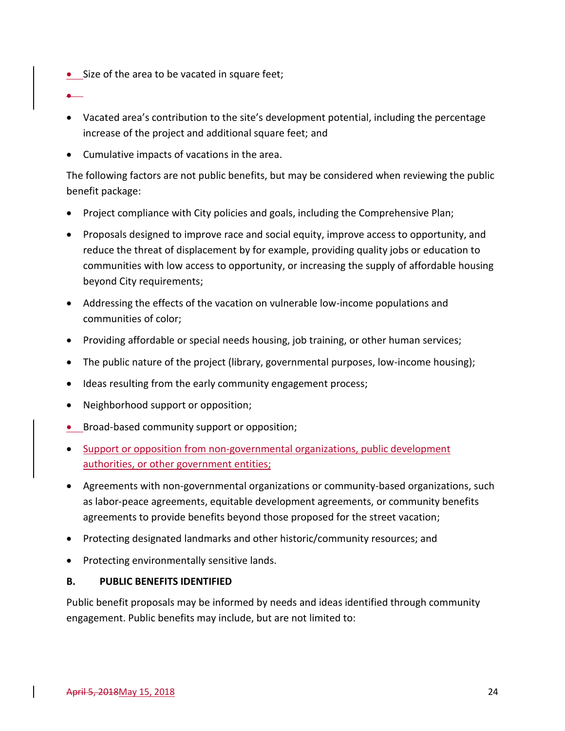- Size of the area to be vacated in square feet;
- Vacated area's contribution to the site's development potential, including the percentage increase of the project and additional square feet; and
- Cumulative impacts of vacations in the area.

The following factors are not public benefits, but may be considered when reviewing the public benefit package:

- Project compliance with City policies and goals, including the Comprehensive Plan;
- Proposals designed to improve race and social equity, improve access to opportunity, and reduce the threat of displacement by for example, providing quality jobs or education to communities with low access to opportunity, or increasing the supply of affordable housing beyond City requirements;
- Addressing the effects of the vacation on vulnerable low-income populations and communities of color;
- Providing affordable or special needs housing, job training, or other human services;
- The public nature of the project (library, governmental purposes, low-income housing);
- Ideas resulting from the early community engagement process;
- Neighborhood support or opposition;
- Broad-based community support or opposition;
- Support or opposition from non-governmental organizations, public development authorities, or other government entities;
- Agreements with non-governmental organizations or community-based organizations, such as labor-peace agreements, equitable development agreements, or community benefits agreements to provide benefits beyond those proposed for the street vacation;
- Protecting designated landmarks and other historic/community resources; and
- Protecting environmentally sensitive lands.

**B. PUBLIC BENEFITS IDENTIFIED**

Public benefit proposals may be informed by needs and ideas identified through community engagement. Public benefits may include, but are not limited to: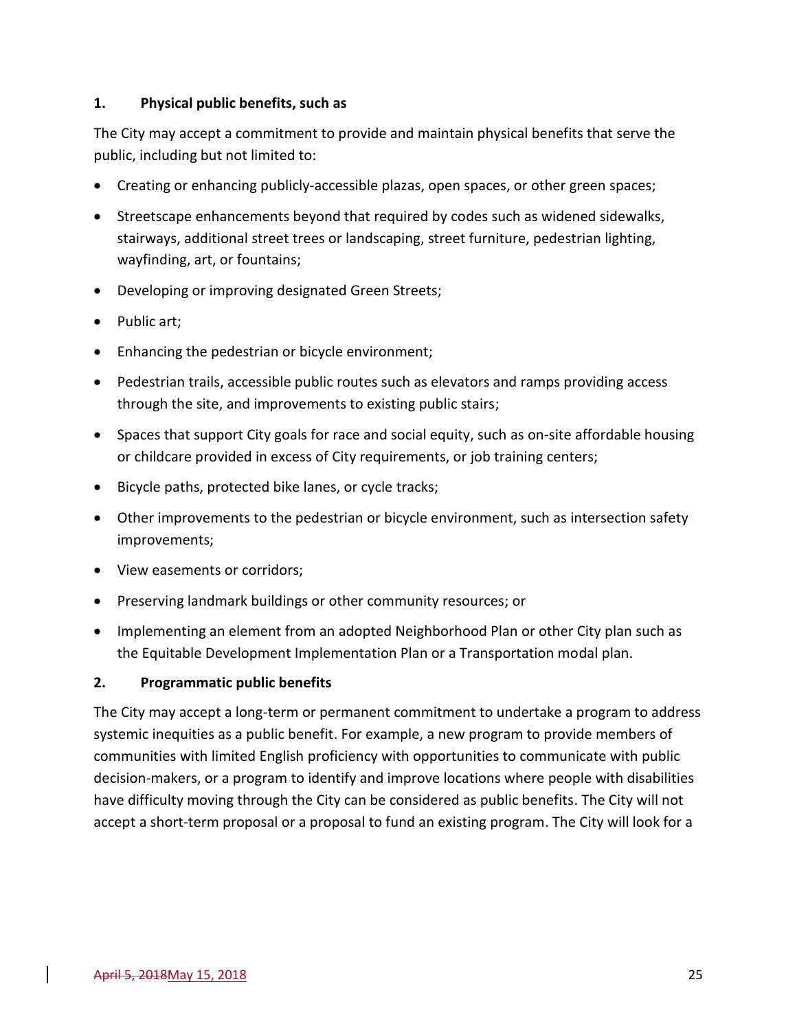### 1. Physical public benefits, such as

The City may accept a commitment to provide and maintain physical benefits that serve the public, including but not limited to:

- Creating or enhancing publicly-accessible plazas, open spaces, or other green spaces;
- Streetscape enhancements beyond that required by codes such as widened sidewalks, stairways, additional street trees or landscaping, street furniture, pedestrian lighting, wayfinding, art, or fountains;
- Developing or improving designated Green Streets;
- Public art;
- Enhancing the pedestrian or bicycle environment;
- Pedestrian trails, accessible public routes such as elevators and ramps providing access through the site, and improvements to existing public stairs;
- Spaces that support City goals for race and social equity, such as on-site affordable housing or childcare provided in excess of City requirements, or job training centers;
- Bicycle paths, protected bike lanes, or cycle tracks;
- Other improvements to the pedestrian or bicycle environment, such as intersection safety improvements;
- View easements or corridors;
- Preserving landmark buildings or other community resources; or
- Implementing an element from an adopted Neighborhood Plan or other City plan such as the Equitable Development Implementation Plan or a Transportation modal plan.

### 2. Programmatic public benefits

The City may accept a long-term or permanent commitment to undertake a program to address systemic inequities as a public benefit. For example, a new program to provide members of communities with limited English proficiency with opportunities to communicate with public decision-makers, or a program to identify and improve locations where people with disabilities have difficulty moving through the City can be considered as public benefits. The City will not accept a short-term proposal or a proposal to fund an existing program. The City will look for a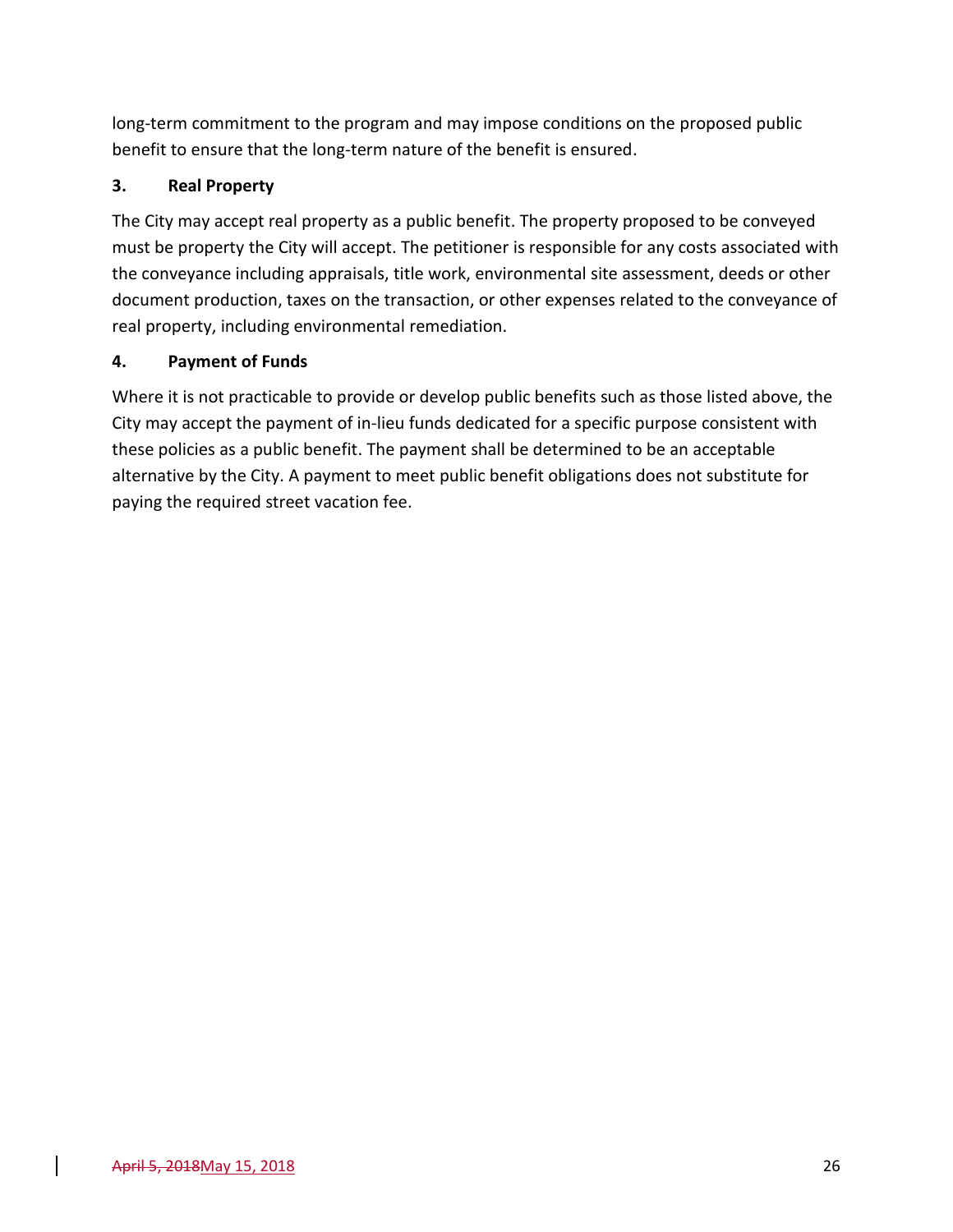long-term commitment to the program and may impose conditions on the proposed public benefit to ensure that the long-term nature of the benefit is ensured.

### 3. Real Property

The City may accept real property as a public benefit. The property proposed to be conveyed must be property the City will accept. The petitioner is responsible for any costs associated with the conveyance including appraisals, title work, environmental site assessment, deeds or other document production, taxes on the transaction, or other expenses related to the conveyance of real property, including environmental remediation.

### 4. Payment of Funds

Where it is not practicable to provide or develop public benefits such as those listed above, the City may accept the payment of in-lieu funds dedicated for a specific purpose consistent with these policies as a public benefit. The payment shall be determined to be an acceptable alternative by the City. A payment to meet public benefit obligations does not substitute for paying the required street vacation fee.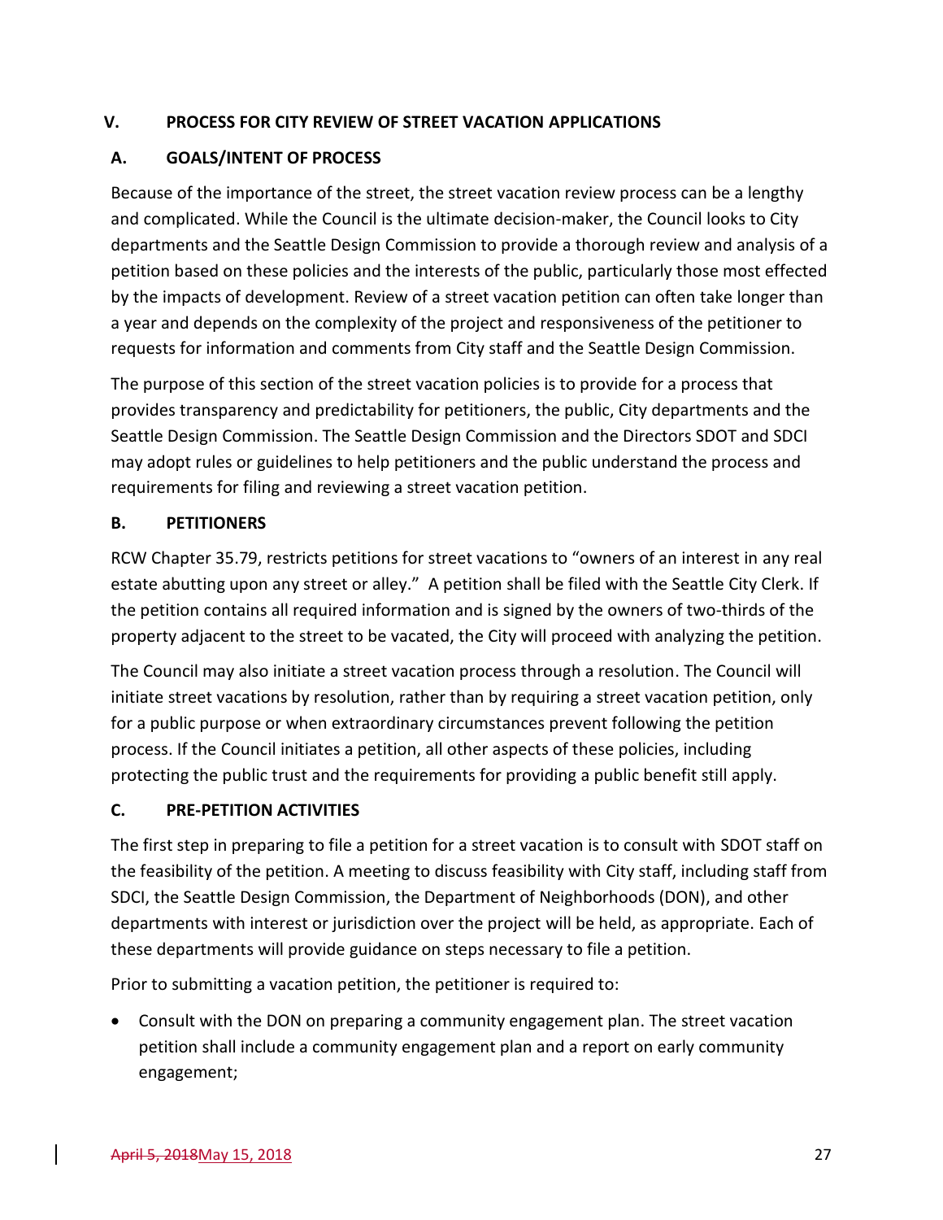## V. PROCESS FOR CITY REVIEW OF STREET VACATION APPLICATIONS

### A. GOALS/INTENT OF PROCESS

Because of the importance of the street, the street vacation review process can be a lengthy and complicated. While the Council is the ultimate decision-maker, the Council looks to City departments and the Seattle Design Commission to provide a thorough review and analysis of a petition based on these policies and the interests of the public, particularly those most effected by the impacts of development. Review of a street vacation petition can often take longer than a year and depends on the complexity of the project and responsiveness of the petitioner to requests for information and comments from City staff and the Seattle Design Commission.

The purpose of this section of the street vacation policies is to provide for a process that provides transparency and predictability for petitioners, the public, City departments and the Seattle Design Commission. The Seattle Design Commission and the Directors SDOT and SDCI may adopt rules or guidelines to help petitioners and the public understand the process and requirements for filing and reviewing a street vacation petition.

### B. PETITIONERS

RCW Chapter 35.79, restricts petitions for street vacations to "owners of an interest in any real estate abutting upon any street or alley." A petition shall be filed with the Seattle City Clerk. If the petition contains all required information and is signed by the owners of two-thirds of the property adjacent to the street to be vacated, the City will proceed with analyzing the petition.

The Council may also initiate a street vacation process through a resolution. The Council will initiate street vacations by resolution, rather than by requiring a street vacation petition, only for a public purpose or when extraordinary circumstances prevent following the petition process. If the Council initiates a petition, all other aspects of these policies, including protecting the public trust and the requirements for providing a public benefit still apply.

### C. PRE-PETITION ACTIVITIES

The first step in preparing to file a petition for a street vacation is to consult with SDOT staff on the feasibility of the petition. A meeting to discuss feasibility with City staff, including staff from SDCI, the Seattle Design Commission, the Department of Neighborhoods (DON), and other departments with interest or jurisdiction over the project will be held, as appropriate. Each of these departments will provide guidance on steps necessary to file a petition.

Prior to submitting a vacation petition, the petitioner is required to:

- Consult with the DON on preparing a community engagement plan. The street vacation petition shall include a community engagement plan and a report on early community engagement;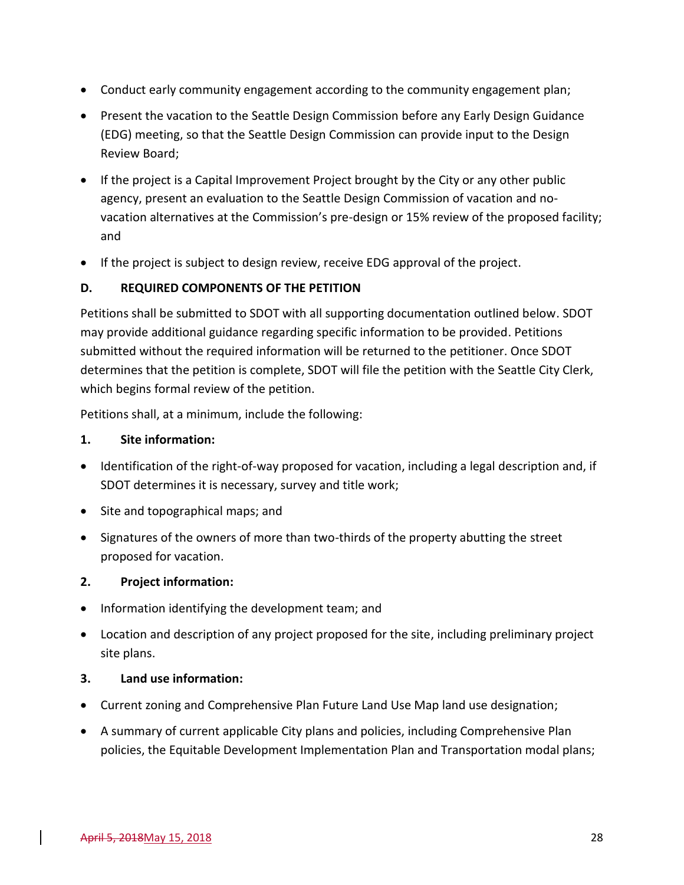- Conduct early community engagement according to the community engagement plan;
- Present the vacation to the Seattle Design Commission before any Early Design Guidance (EDG) meeting, so that the Seattle Design Commission can provide input to the Design Review Board;
- If the project is a Capital Improvement Project brought by the City or any other public agency, present an evaluation to the Seattle Design Commission of vacation and no-vacation alternatives at the Commission's pre-design or 15% review of the proposed facility; and
- If the project is subject to design review, receive EDG approval of the project.

### D. REQUIRED COMPONENTS OF THE PETITION

Petitions shall be submitted to SDOT with all supporting documentation outlined below. SDOT may provide additional guidance regarding specific information to be provided. Petitions submitted without the required information will be returned to the petitioner. Once SDOT determines that the petition is complete, SDOT will file the petition with the Seattle City Clerk, which begins formal review of the petition.

Petitions shall, at a minimum, include the following:

**1. Site information:**

- Identification of the right-of-way proposed for vacation, including a legal description and, if SDOT determines it is necessary, survey and title work;
- Site and topographical maps; and
- Signatures of the owners of more than two-thirds of the property abutting the street proposed for vacation.

**2. Project information:**

- Information identifying the development team; and
- Location and description of any project proposed for the site, including preliminary project site plans.

**3. Land use information:**

- Current zoning and Comprehensive Plan Future Land Use Map land use designation;
- A summary of current applicable City plans and policies, including Comprehensive Plan policies, the Equitable Development Implementation Plan and Transportation modal plans;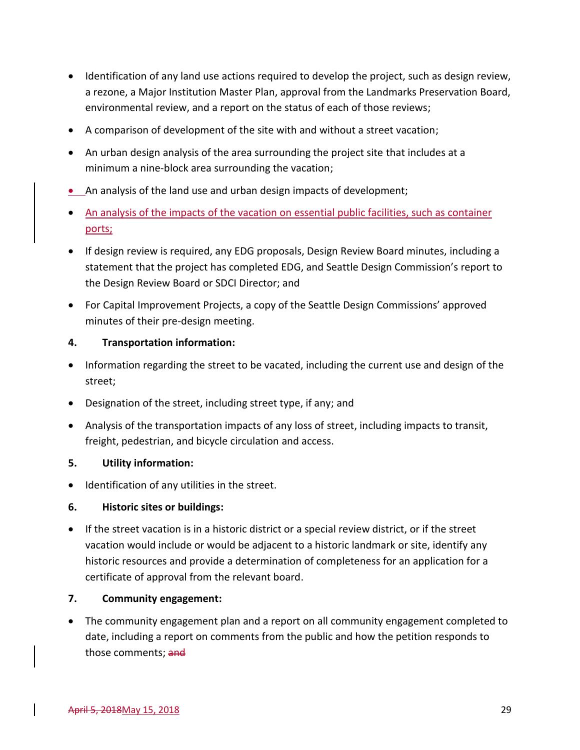- Identification of any land use actions required to develop the project, such as design review, a rezone, a Major Institution Master Plan, approval from the Landmarks Preservation Board, environmental review, and a report on the status of each of those reviews;
- A comparison of development of the site with and without a street vacation;
- An urban design analysis of the area surrounding the project site that includes at a minimum a nine-block area surrounding the vacation;
- An analysis of the land use and urban design impacts of development;
- An analysis of the impacts of the vacation on essential public facilities, such as container ports;
- If design review is required, any EDG proposals, Design Review Board minutes, including a statement that the project has completed EDG, and Seattle Design Commission's report to the Design Review Board or SDCI Director; and
- For Capital Improvement Projects, a copy of the Seattle Design Commissions' approved minutes of their pre-design meeting.

**4. Transportation information:**

- Information regarding the street to be vacated, including the current use and design of the street;
- Designation of the street, including street type, if any; and
- Analysis of the transportation impacts of any loss of street, including impacts to transit, freight, pedestrian, and bicycle circulation and access.

**5. Utility information:**

- Identification of any utilities in the street.

**6. Historic sites or buildings:**

- If the street vacation is in a historic district or a special review district, or if the street vacation would include or would be adjacent to a historic landmark or site, identify any historic resources and provide a determination of completeness for an application for a certificate of approval from the relevant board.

**7. Community engagement:**

- The community engagement plan and a report on all community engagement completed to date, including a report on comments from the public and how the petition responds to those comments; ~~and~~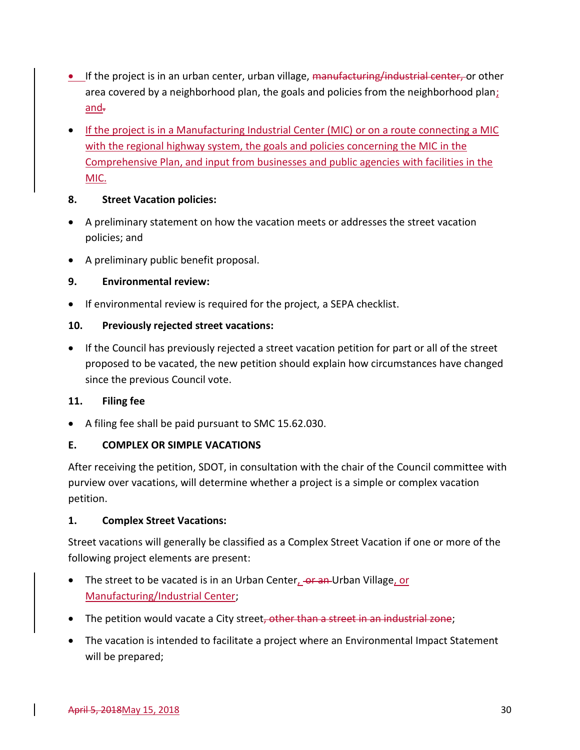- If the project is in an urban center, urban village, ~~manufacturing/industrial center,~~ or other area covered by a neighborhood plan, the goals and policies from the neighborhood plan; and~~.~~

- If the project is in a Manufacturing Industrial Center (MIC) or on a route connecting a MIC with the regional highway system, the goals and policies concerning the MIC in the Comprehensive Plan, and input from businesses and public agencies with facilities in the MIC.

**8. Street Vacation policies:**

- A preliminary statement on how the vacation meets or addresses the street vacation policies; and
- A preliminary public benefit proposal.

**9. Environmental review:**

- If environmental review is required for the project, a SEPA checklist.

**10. Previously rejected street vacations:**

- If the Council has previously rejected a street vacation petition for part or all of the street proposed to be vacated, the new petition should explain how circumstances have changed since the previous Council vote.

**11. Filing fee**

- A filing fee shall be paid pursuant to SMC 15.62.030.

**E. COMPLEX OR SIMPLE VACATIONS**

After receiving the petition, SDOT, in consultation with the chair of the Council committee with purview over vacations, will determine whether a project is a simple or complex vacation petition.

**1. Complex Street Vacations:**

Street vacations will generally be classified as a Complex Street Vacation if one or more of the following project elements are present:

- The street to be vacated is in an Urban Center, ~~or an~~ Urban Village, or Manufacturing/Industrial Center;
- The petition would vacate a City street~~, other than a street in an industrial zone~~;
- The vacation is intended to facilitate a project where an Environmental Impact Statement will be prepared;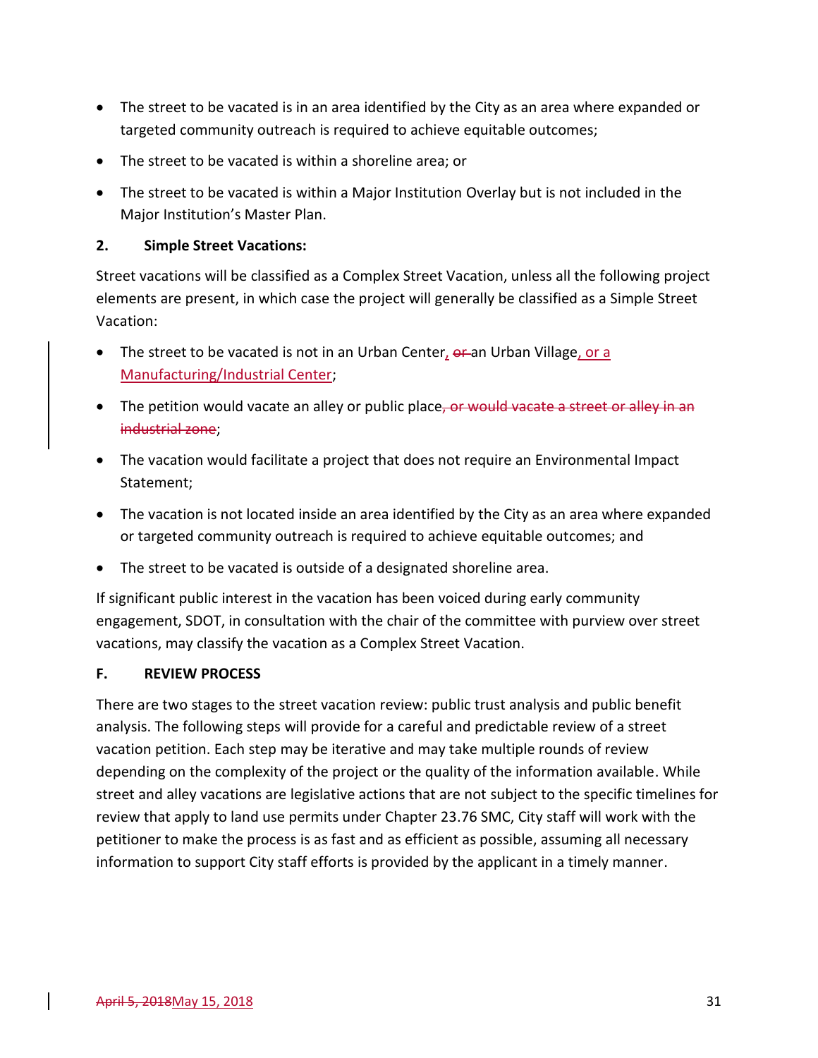- The street to be vacated is in an area identified by the City as an area where expanded or targeted community outreach is required to achieve equitable outcomes;
- The street to be vacated is within a shoreline area; or
- The street to be vacated is within a Major Institution Overlay but is not included in the Major Institution's Master Plan.

**2. Simple Street Vacations:**

Street vacations will be classified as a Complex Street Vacation, unless all the following project elements are present, in which case the project will generally be classified as a Simple Street Vacation:

- The street to be vacated is not in an Urban Center, ~~or~~ an Urban Village, <u>or a Manufacturing/Industrial Center</u>;
- The petition would vacate an alley or public place~~, or would vacate a street or alley in an industrial zone~~;
- The vacation would facilitate a project that does not require an Environmental Impact Statement;
- The vacation is not located inside an area identified by the City as an area where expanded or targeted community outreach is required to achieve equitable outcomes; and
- The street to be vacated is outside of a designated shoreline area.

If significant public interest in the vacation has been voiced during early community engagement, SDOT, in consultation with the chair of the committee with purview over street vacations, may classify the vacation as a Complex Street Vacation.

**F. REVIEW PROCESS**

There are two stages to the street vacation review: public trust analysis and public benefit analysis. The following steps will provide for a careful and predictable review of a street vacation petition. Each step may be iterative and may take multiple rounds of review depending on the complexity of the project or the quality of the information available. While street and alley vacations are legislative actions that are not subject to the specific timelines for review that apply to land use permits under Chapter 23.76 SMC, City staff will work with the petitioner to make the process is as fast and as efficient as possible, assuming all necessary information to support City staff efforts is provided by the applicant in a timely manner.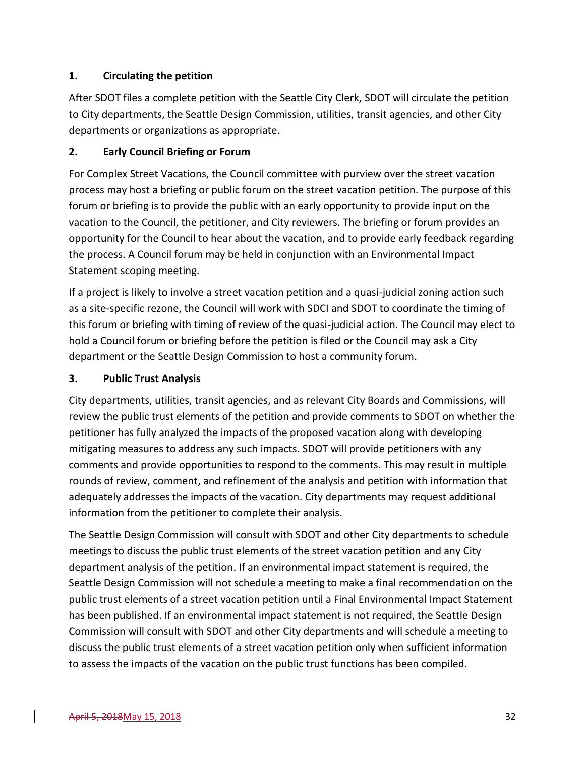### 1. Circulating the petition

After SDOT files a complete petition with the Seattle City Clerk, SDOT will circulate the petition to City departments, the Seattle Design Commission, utilities, transit agencies, and other City departments or organizations as appropriate.

### 2. Early Council Briefing or Forum

For Complex Street Vacations, the Council committee with purview over the street vacation process may host a briefing or public forum on the street vacation petition. The purpose of this forum or briefing is to provide the public with an early opportunity to provide input on the vacation to the Council, the petitioner, and City reviewers. The briefing or forum provides an opportunity for the Council to hear about the vacation, and to provide early feedback regarding the process. A Council forum may be held in conjunction with an Environmental Impact Statement scoping meeting.

If a project is likely to involve a street vacation petition and a quasi-judicial zoning action such as a site-specific rezone, the Council will work with SDCI and SDOT to coordinate the timing of this forum or briefing with timing of review of the quasi-judicial action. The Council may elect to hold a Council forum or briefing before the petition is filed or the Council may ask a City department or the Seattle Design Commission to host a community forum.

### 3. Public Trust Analysis

City departments, utilities, transit agencies, and as relevant City Boards and Commissions, will review the public trust elements of the petition and provide comments to SDOT on whether the petitioner has fully analyzed the impacts of the proposed vacation along with developing mitigating measures to address any such impacts. SDOT will provide petitioners with any comments and provide opportunities to respond to the comments. This may result in multiple rounds of review, comment, and refinement of the analysis and petition with information that adequately addresses the impacts of the vacation. City departments may request additional information from the petitioner to complete their analysis.

The Seattle Design Commission will consult with SDOT and other City departments to schedule meetings to discuss the public trust elements of the street vacation petition and any City department analysis of the petition. If an environmental impact statement is required, the Seattle Design Commission will not schedule a meeting to make a final recommendation on the public trust elements of a street vacation petition until a Final Environmental Impact Statement has been published. If an environmental impact statement is not required, the Seattle Design Commission will consult with SDOT and other City departments and will schedule a meeting to discuss the public trust elements of a street vacation petition only when sufficient information to assess the impacts of the vacation on the public trust functions has been compiled.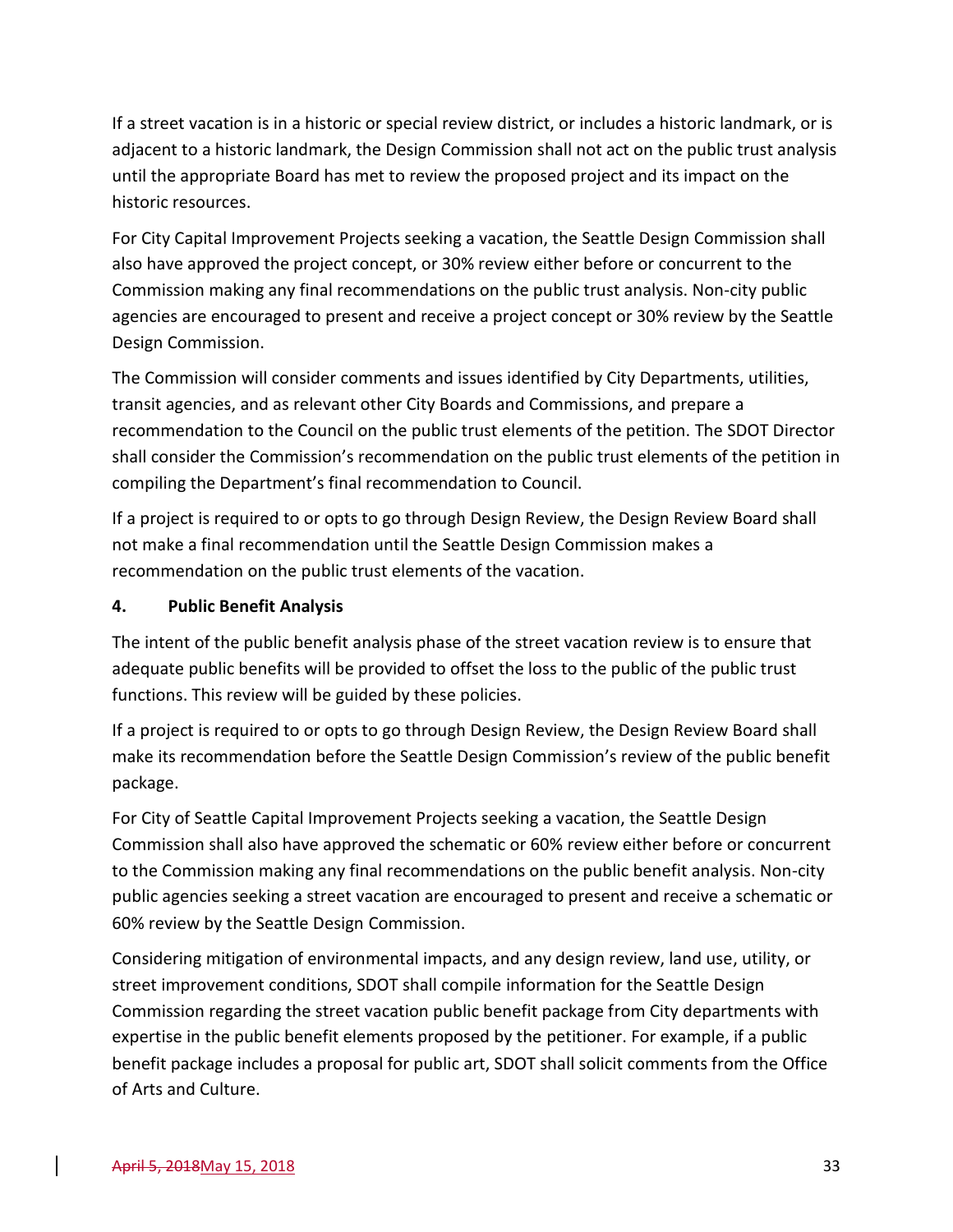If a street vacation is in a historic or special review district, or includes a historic landmark, or is adjacent to a historic landmark, the Design Commission shall not act on the public trust analysis until the appropriate Board has met to review the proposed project and its impact on the historic resources.

For City Capital Improvement Projects seeking a vacation, the Seattle Design Commission shall also have approved the project concept, or 30% review either before or concurrent to the Commission making any final recommendations on the public trust analysis. Non-city public agencies are encouraged to present and receive a project concept or 30% review by the Seattle Design Commission.

The Commission will consider comments and issues identified by City Departments, utilities, transit agencies, and as relevant other City Boards and Commissions, and prepare a recommendation to the Council on the public trust elements of the petition. The SDOT Director shall consider the Commission's recommendation on the public trust elements of the petition in compiling the Department's final recommendation to Council.

If a project is required to or opts to go through Design Review, the Design Review Board shall not make a final recommendation until the Seattle Design Commission makes a recommendation on the public trust elements of the vacation.

**4. Public Benefit Analysis**

The intent of the public benefit analysis phase of the street vacation review is to ensure that adequate public benefits will be provided to offset the loss to the public of the public trust functions. This review will be guided by these policies.

If a project is required to or opts to go through Design Review, the Design Review Board shall make its recommendation before the Seattle Design Commission's review of the public benefit package.

For City of Seattle Capital Improvement Projects seeking a vacation, the Seattle Design Commission shall also have approved the schematic or 60% review either before or concurrent to the Commission making any final recommendations on the public benefit analysis. Non-city public agencies seeking a street vacation are encouraged to present and receive a schematic or 60% review by the Seattle Design Commission.

Considering mitigation of environmental impacts, and any design review, land use, utility, or street improvement conditions, SDOT shall compile information for the Seattle Design Commission regarding the street vacation public benefit package from City departments with expertise in the public benefit elements proposed by the petitioner. For example, if a public benefit package includes a proposal for public art, SDOT shall solicit comments from the Office of Arts and Culture.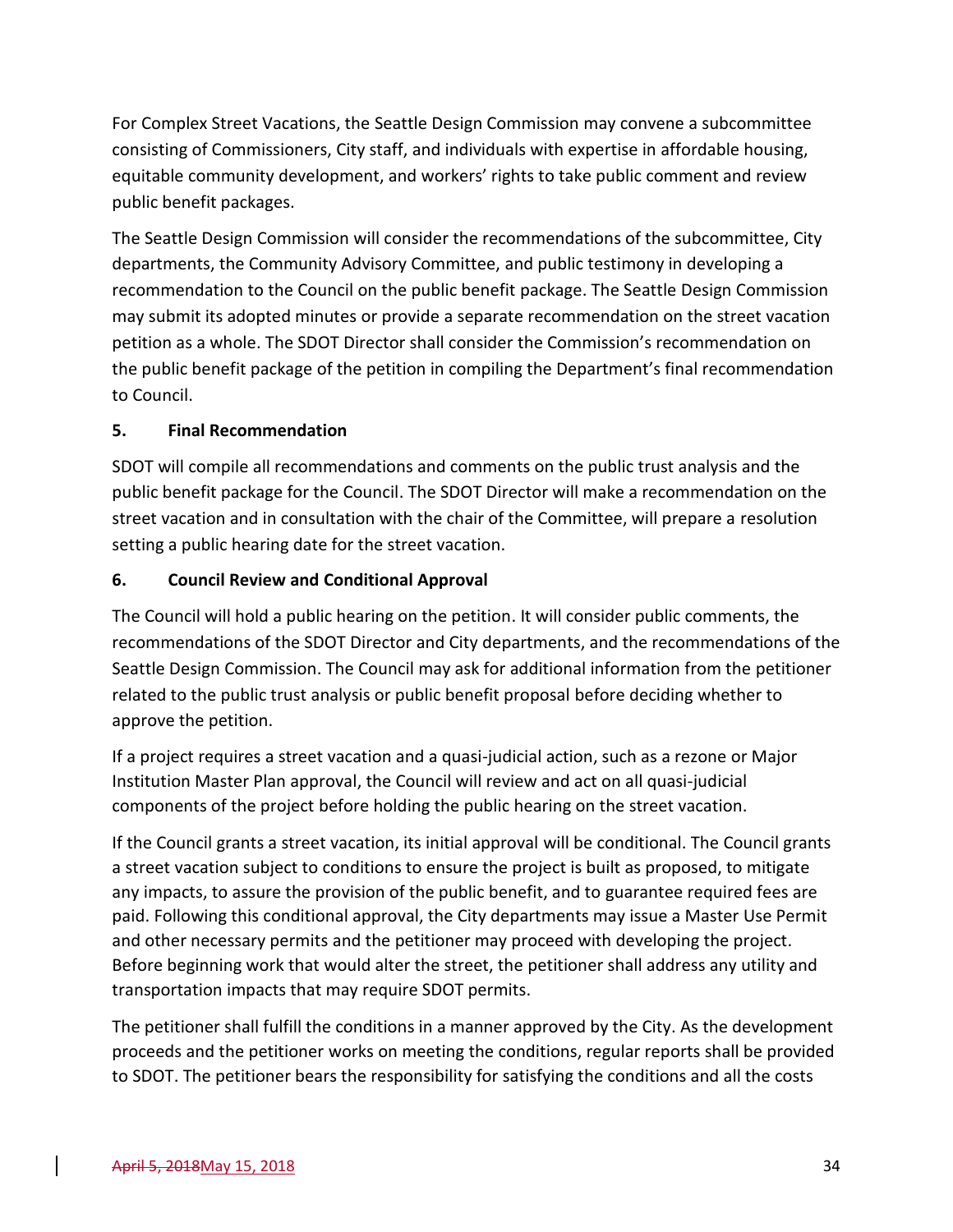For Complex Street Vacations, the Seattle Design Commission may convene a subcommittee consisting of Commissioners, City staff, and individuals with expertise in affordable housing, equitable community development, and workers' rights to take public comment and review public benefit packages.

The Seattle Design Commission will consider the recommendations of the subcommittee, City departments, the Community Advisory Committee, and public testimony in developing a recommendation to the Council on the public benefit package. The Seattle Design Commission may submit its adopted minutes or provide a separate recommendation on the street vacation petition as a whole. The SDOT Director shall consider the Commission's recommendation on the public benefit package of the petition in compiling the Department's final recommendation to Council.

### 5. Final Recommendation

SDOT will compile all recommendations and comments on the public trust analysis and the public benefit package for the Council. The SDOT Director will make a recommendation on the street vacation and in consultation with the chair of the Committee, will prepare a resolution setting a public hearing date for the street vacation.

### 6. Council Review and Conditional Approval

The Council will hold a public hearing on the petition. It will consider public comments, the recommendations of the SDOT Director and City departments, and the recommendations of the Seattle Design Commission. The Council may ask for additional information from the petitioner related to the public trust analysis or public benefit proposal before deciding whether to approve the petition.

If a project requires a street vacation and a quasi-judicial action, such as a rezone or Major Institution Master Plan approval, the Council will review and act on all quasi-judicial components of the project before holding the public hearing on the street vacation.

If the Council grants a street vacation, its initial approval will be conditional. The Council grants a street vacation subject to conditions to ensure the project is built as proposed, to mitigate any impacts, to assure the provision of the public benefit, and to guarantee required fees are paid. Following this conditional approval, the City departments may issue a Master Use Permit and other necessary permits and the petitioner may proceed with developing the project. Before beginning work that would alter the street, the petitioner shall address any utility and transportation impacts that may require SDOT permits.

The petitioner shall fulfill the conditions in a manner approved by the City. As the development proceeds and the petitioner works on meeting the conditions, regular reports shall be provided to SDOT. The petitioner bears the responsibility for satisfying the conditions and all the costs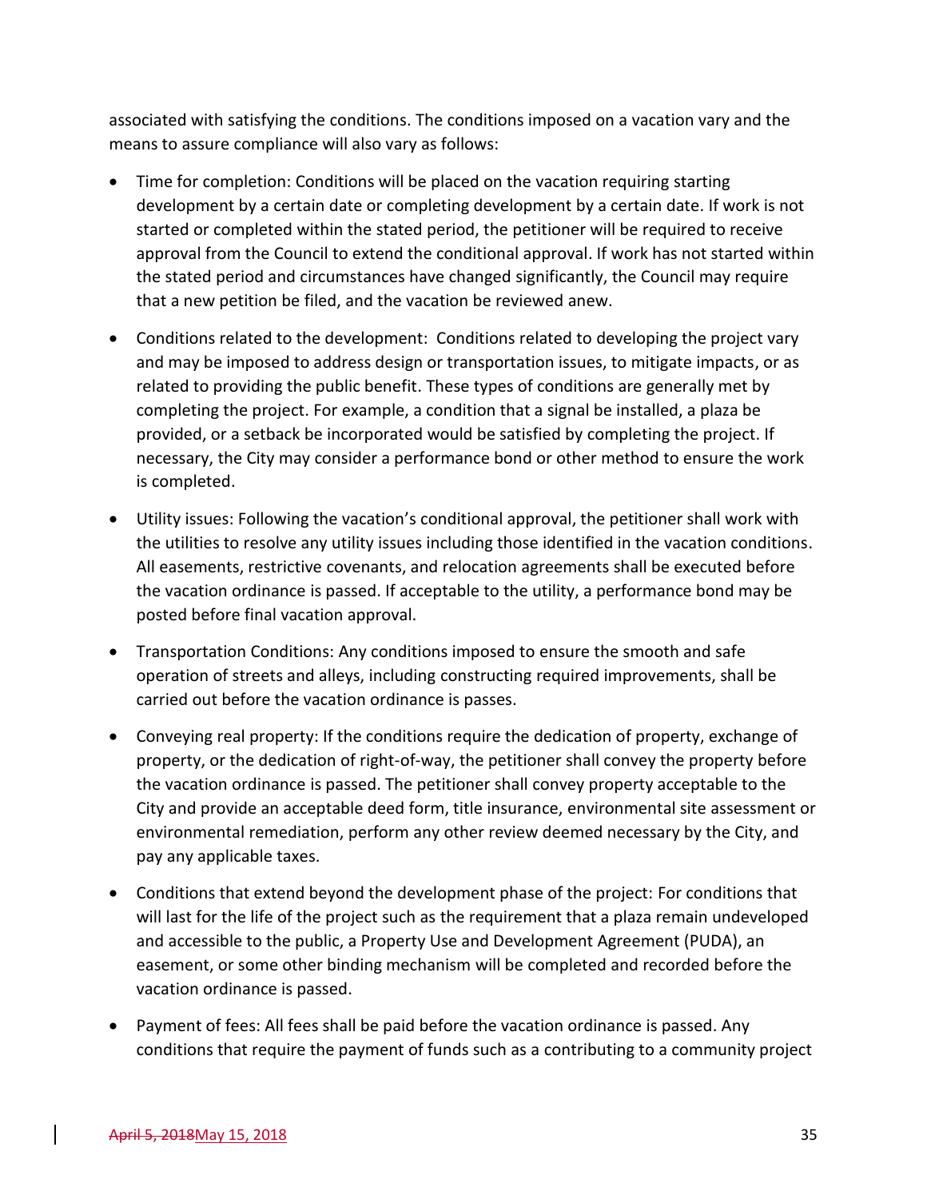associated with satisfying the conditions. The conditions imposed on a vacation vary and the means to assure compliance will also vary as follows:

- Time for completion: Conditions will be placed on the vacation requiring starting development by a certain date or completing development by a certain date. If work is not started or completed within the stated period, the petitioner will be required to receive approval from the Council to extend the conditional approval. If work has not started within the stated period and circumstances have changed significantly, the Council may require that a new petition be filed, and the vacation be reviewed anew.

- Conditions related to the development: Conditions related to developing the project vary and may be imposed to address design or transportation issues, to mitigate impacts, or as related to providing the public benefit. These types of conditions are generally met by completing the project. For example, a condition that a signal be installed, a plaza be provided, or a setback be incorporated would be satisfied by completing the project. If necessary, the City may consider a performance bond or other method to ensure the work is completed.

- Utility issues: Following the vacation's conditional approval, the petitioner shall work with the utilities to resolve any utility issues including those identified in the vacation conditions. All easements, restrictive covenants, and relocation agreements shall be executed before the vacation ordinance is passed. If acceptable to the utility, a performance bond may be posted before final vacation approval.

- Transportation Conditions: Any conditions imposed to ensure the smooth and safe operation of streets and alleys, including constructing required improvements, shall be carried out before the vacation ordinance is passes.

- Conveying real property: If the conditions require the dedication of property, exchange of property, or the dedication of right-of-way, the petitioner shall convey the property before the vacation ordinance is passed. The petitioner shall convey property acceptable to the City and provide an acceptable deed form, title insurance, environmental site assessment or environmental remediation, perform any other review deemed necessary by the City, and pay any applicable taxes.

- Conditions that extend beyond the development phase of the project: For conditions that will last for the life of the project such as the requirement that a plaza remain undeveloped and accessible to the public, a Property Use and Development Agreement (PUDA), an easement, or some other binding mechanism will be completed and recorded before the vacation ordinance is passed.

- Payment of fees: All fees shall be paid before the vacation ordinance is passed. Any conditions that require the payment of funds such as a contributing to a community project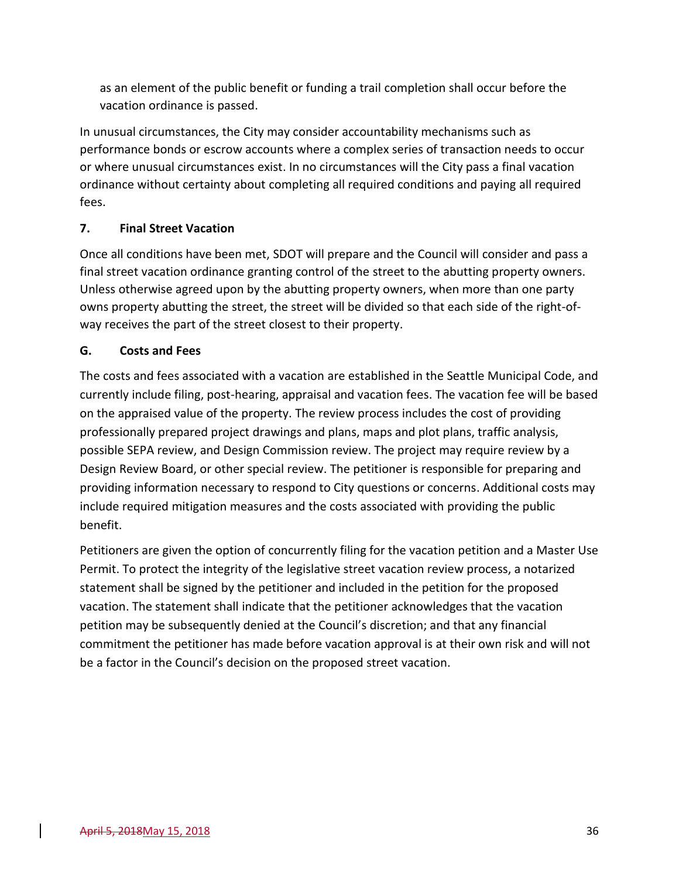as an element of the public benefit or funding a trail completion shall occur before the vacation ordinance is passed.

In unusual circumstances, the City may consider accountability mechanisms such as performance bonds or escrow accounts where a complex series of transaction needs to occur or where unusual circumstances exist. In no circumstances will the City pass a final vacation ordinance without certainty about completing all required conditions and paying all required fees.

**7. Final Street Vacation**

Once all conditions have been met, SDOT will prepare and the Council will consider and pass a final street vacation ordinance granting control of the street to the abutting property owners. Unless otherwise agreed upon by the abutting property owners, when more than one party owns property abutting the street, the street will be divided so that each side of the right-of-way receives the part of the street closest to their property.

**G. Costs and Fees**

The costs and fees associated with a vacation are established in the Seattle Municipal Code, and currently include filing, post-hearing, appraisal and vacation fees. The vacation fee will be based on the appraised value of the property. The review process includes the cost of providing professionally prepared project drawings and plans, maps and plot plans, traffic analysis, possible SEPA review, and Design Commission review. The project may require review by a Design Review Board, or other special review. The petitioner is responsible for preparing and providing information necessary to respond to City questions or concerns. Additional costs may include required mitigation measures and the costs associated with providing the public benefit.

Petitioners are given the option of concurrently filing for the vacation petition and a Master Use Permit. To protect the integrity of the legislative street vacation review process, a notarized statement shall be signed by the petitioner and included in the petition for the proposed vacation. The statement shall indicate that the petitioner acknowledges that the vacation petition may be subsequently denied at the Council's discretion; and that any financial commitment the petitioner has made before vacation approval is at their own risk and will not be a factor in the Council's decision on the proposed street vacation.